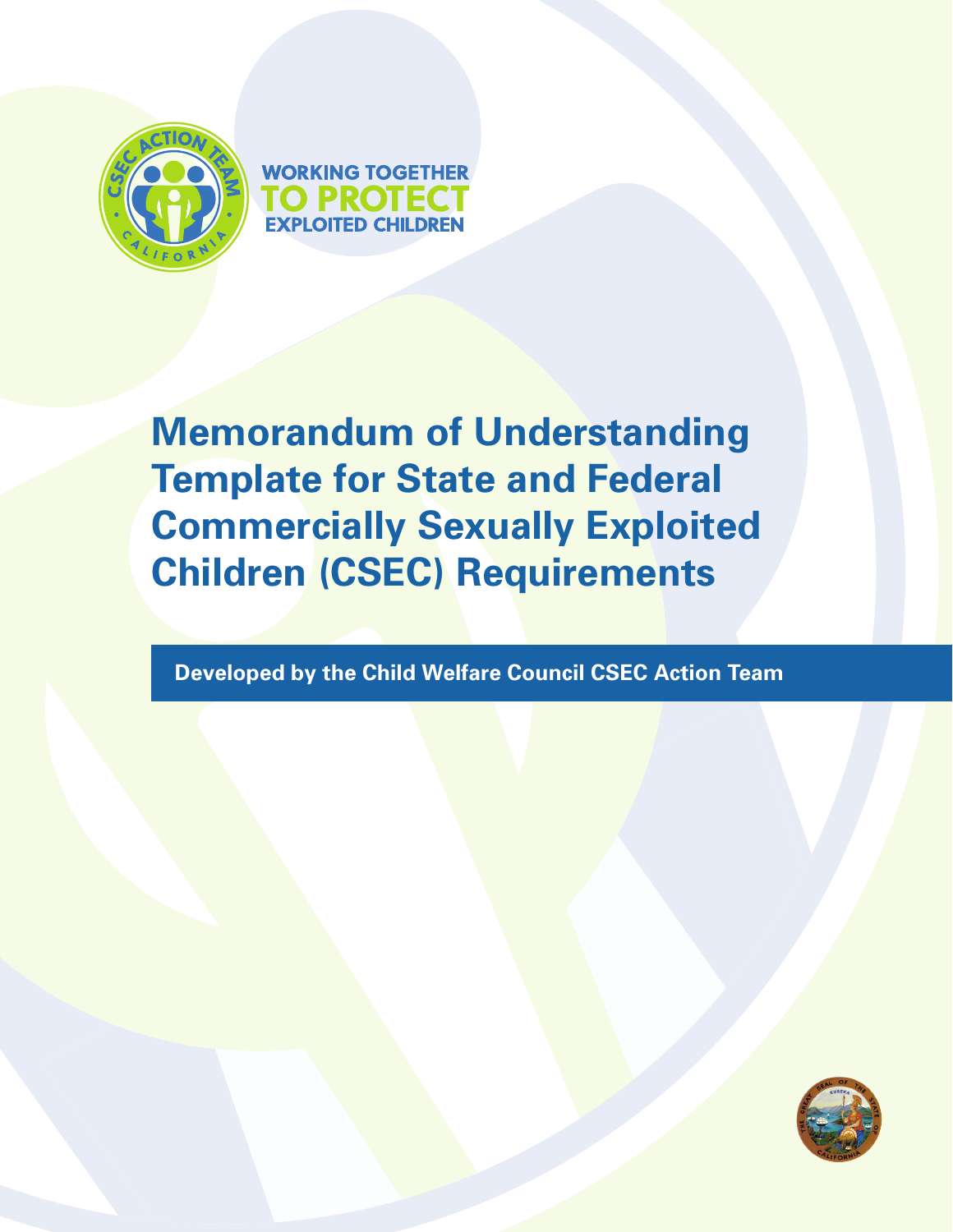CSEC ACTION TEAM CALIFORNIA

WORKING TOGETHER TO PROTECT EXPLOITED CHILDREN

# Memorandum of Understanding Template for State and Federal Commercially Sexually Exploited Children (CSEC) Requirements

**Developed by the Child Welfare Council CSEC Action Team**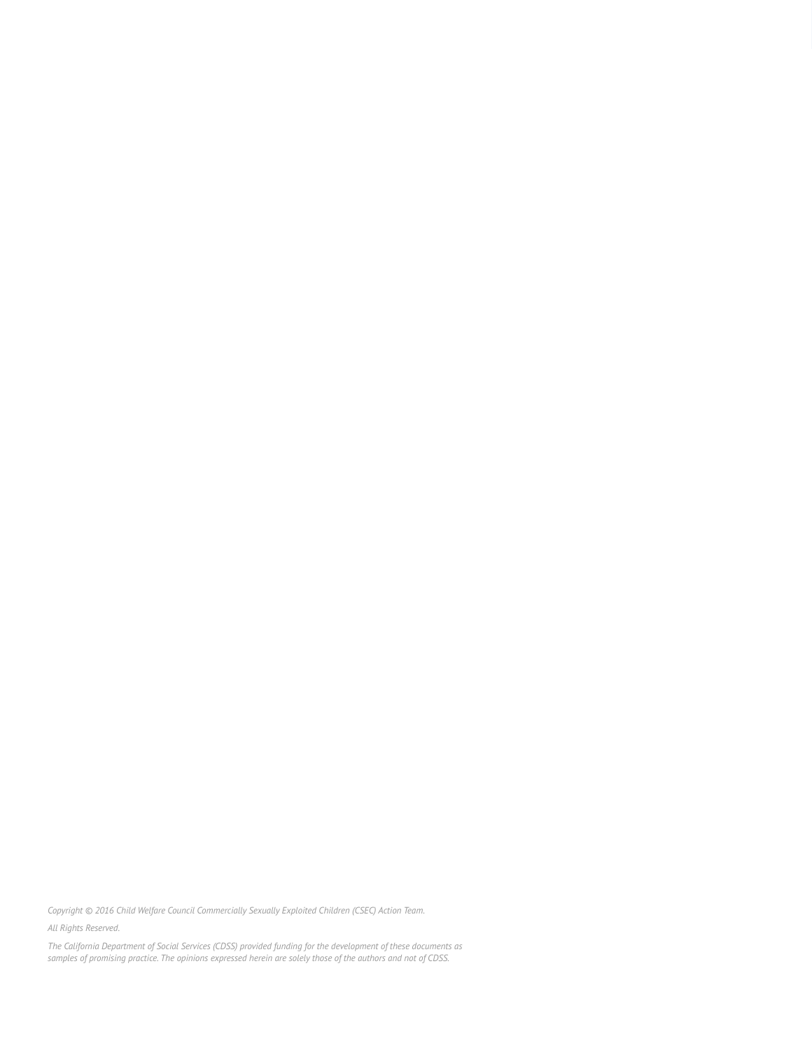*Copyright © 2016 Child Welfare Council Commercially Sexually Exploited Children (CSEC) Action Team.*

*All Rights Reserved.*

*The California Department of Social Services (CDSS) provided funding for the development of these documents as samples of promising practice. The opinions expressed herein are solely those of the authors and not of CDSS.*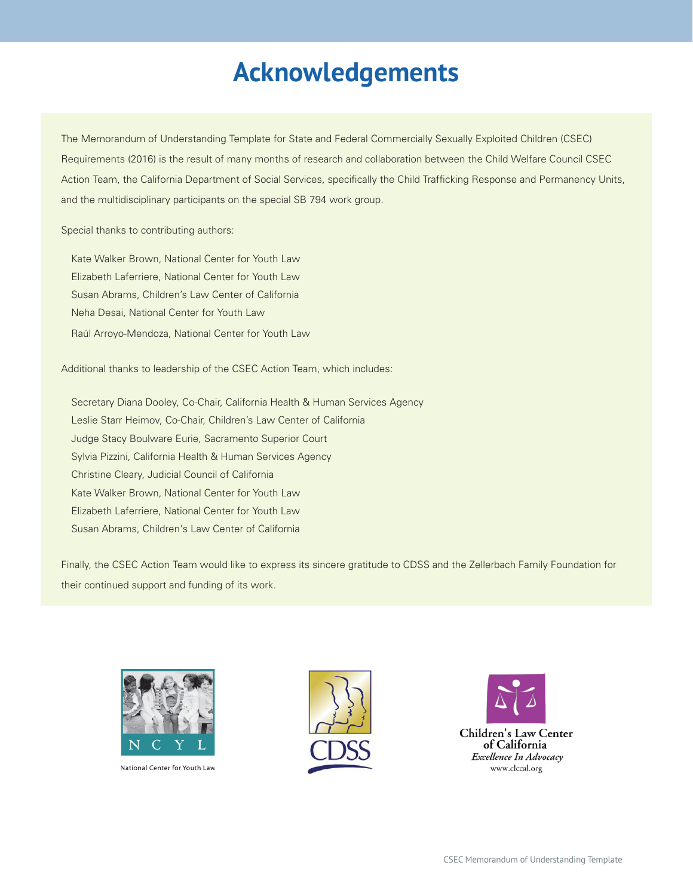# Acknowledgements

The Memorandum of Understanding Template for State and Federal Commercially Sexually Exploited Children (CSEC) Requirements (2016) is the result of many months of research and collaboration between the Child Welfare Council CSEC Action Team, the California Department of Social Services, specifically the Child Trafficking Response and Permanency Units, and the multidisciplinary participants on the special SB 794 work group.

Special thanks to contributing authors:

Kate Walker Brown, National Center for Youth Law
Elizabeth Laferriere, National Center for Youth Law
Susan Abrams, Children's Law Center of California
Neha Desai, National Center for Youth Law
Raúl Arroyo-Mendoza, National Center for Youth Law

Additional thanks to leadership of the CSEC Action Team, which includes:

Secretary Diana Dooley, Co-Chair, California Health & Human Services Agency
Leslie Starr Heimov, Co-Chair, Children's Law Center of California
Judge Stacy Boulware Eurie, Sacramento Superior Court
Sylvia Pizzini, California Health & Human Services Agency
Christine Cleary, Judicial Council of California
Kate Walker Brown, National Center for Youth Law
Elizabeth Laferriere, National Center for Youth Law
Susan Abrams, Children's Law Center of California

Finally, the CSEC Action Team would like to express its sincere gratitude to CDSS and the Zellerbach Family Foundation for their continued support and funding of its work.

National Center for Youth Law

CDSS

Children's Law Center of California
*Excellence In Advocacy*
www.clccal.org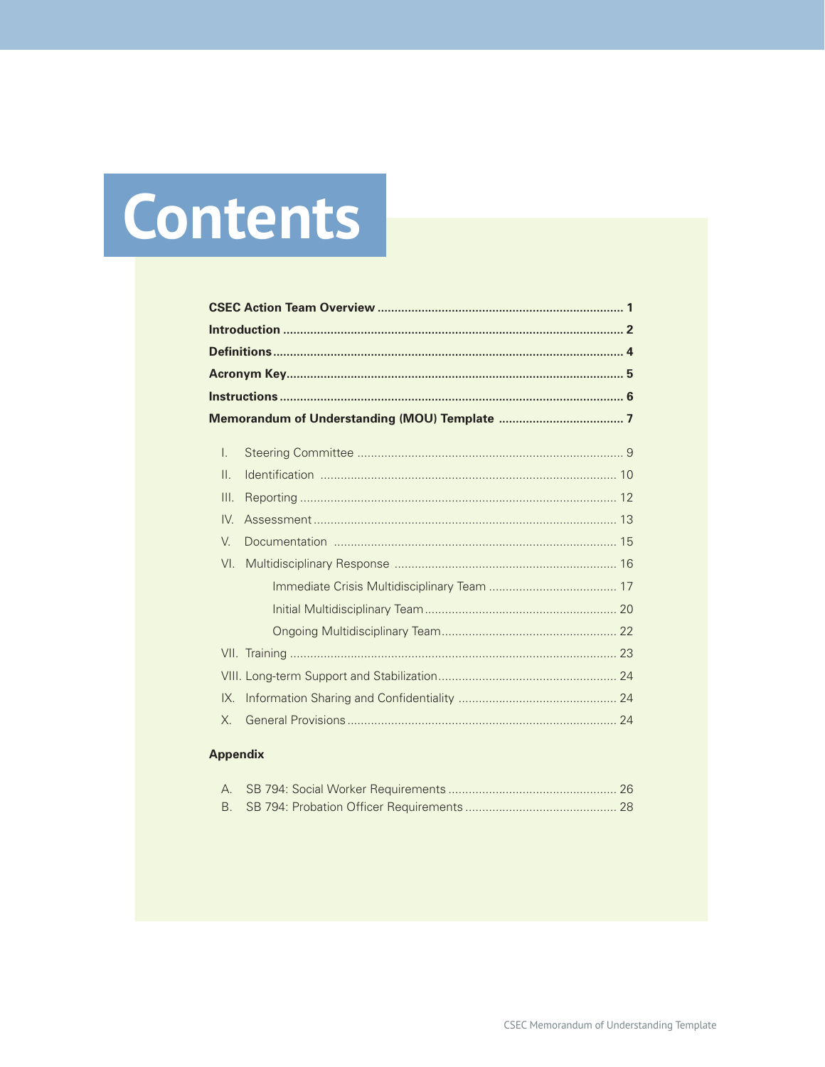# Contents

**CSEC Action Team Overview** ........................................ **1**

**Introduction** ........................................ **2**

**Definitions** ........................................ **4**

**Acronym Key** ........................................ **5**

**Instructions** ........................................ **6**

**Memorandum of Understanding (MOU) Template** ........................................ **7**

- I. Steering Committee ........................................ 9
- II. Identification ........................................ 10
- III. Reporting ........................................ 12
- IV. Assessment ........................................ 13
- V. Documentation ........................................ 15
- VI. Multidisciplinary Response ........................................ 16
  - Immediate Crisis Multidisciplinary Team ........................................ 17
  - Initial Multidisciplinary Team ........................................ 20
  - Ongoing Multidisciplinary Team ........................................ 22
- VII. Training ........................................ 23
- VIII. Long-term Support and Stabilization ........................................ 24
- IX. Information Sharing and Confidentiality ........................................ 24
- X. General Provisions ........................................ 24

**Appendix**

- A. SB 794: Social Worker Requirements ........................................ 26
- B. SB 794: Probation Officer Requirements ........................................ 28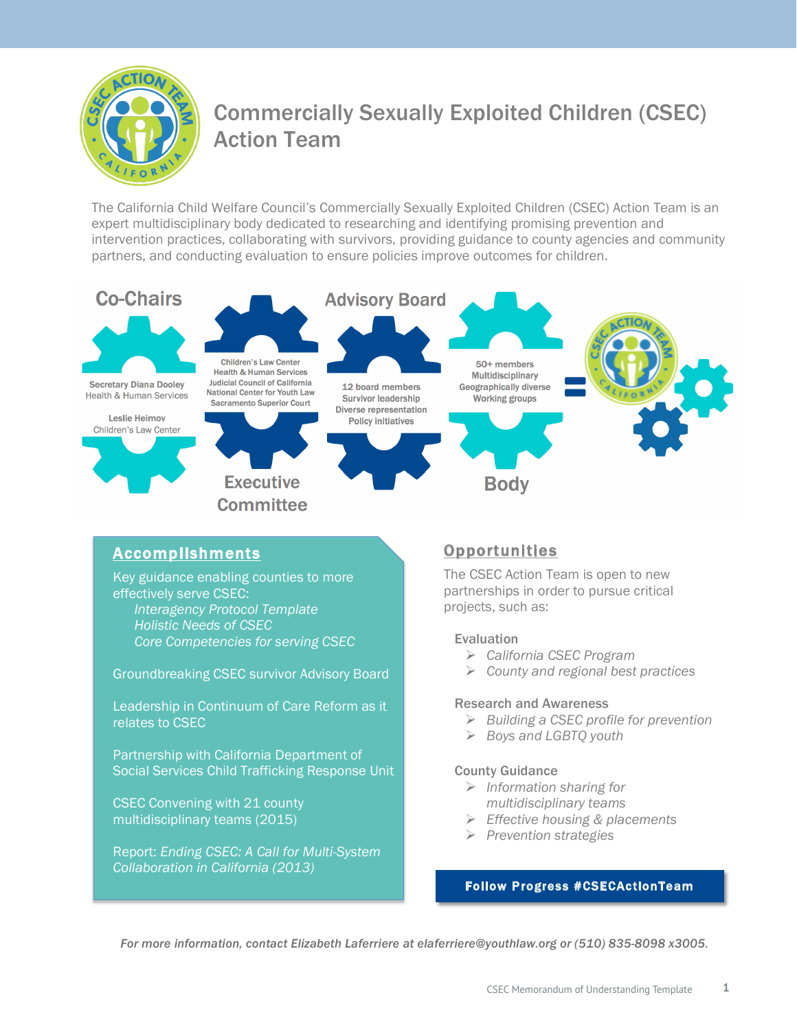# Commercially Sexually Exploited Children (CSEC) Action Team

The California Child Welfare Council's Commercially Sexually Exploited Children (CSEC) Action Team is an expert multidisciplinary body dedicated to researching and identifying promising prevention and intervention practices, collaborating with survivors, providing guidance to county agencies and community partners, and conducting evaluation to ensure policies improve outcomes for children.

**Co-Chairs**

Secretary Diana Dooley
Health & Human Services

Leslie Heimov
Children's Law Center

**Executive Committee**

Children's Law Center
Health & Human Services
Judicial Council of California
National Center for Youth Law
Sacramento Superior Court

**Advisory Board**

12 board members
Survivor leadership
Diverse representation
Policy initiatives

**Body**

50+ members
Multidisciplinary
Geographically diverse
Working groups

## Accomplishments

Key guidance enabling counties to more effectively serve CSEC:

- *Interagency Protocol Template*
- *Holistic Needs of CSEC*
- *Core Competencies for serving CSEC*

Groundbreaking CSEC survivor Advisory Board

Leadership in Continuum of Care Reform as it relates to CSEC

Partnership with California Department of Social Services Child Trafficking Response Unit

CSEC Convening with 21 county multidisciplinary teams (2015)

Report: *Ending CSEC: A Call for Multi-System Collaboration in California (2013)*

## Opportunities

The CSEC Action Team is open to new partnerships in order to pursue critical projects, such as:

**Evaluation**

- *California CSEC Program*
- *County and regional best practices*

**Research and Awareness**

- *Building a CSEC profile for prevention*
- *Boys and LGBTQ youth*

**County Guidance**

- *Information sharing for multidisciplinary teams*
- *Effective housing & placements*
- *Prevention strategies*

**Follow Progress #CSECActionTeam**

*For more information, contact Elizabeth Laferriere at elaferriere@youthlaw.org or (510) 835-8098 x3005.*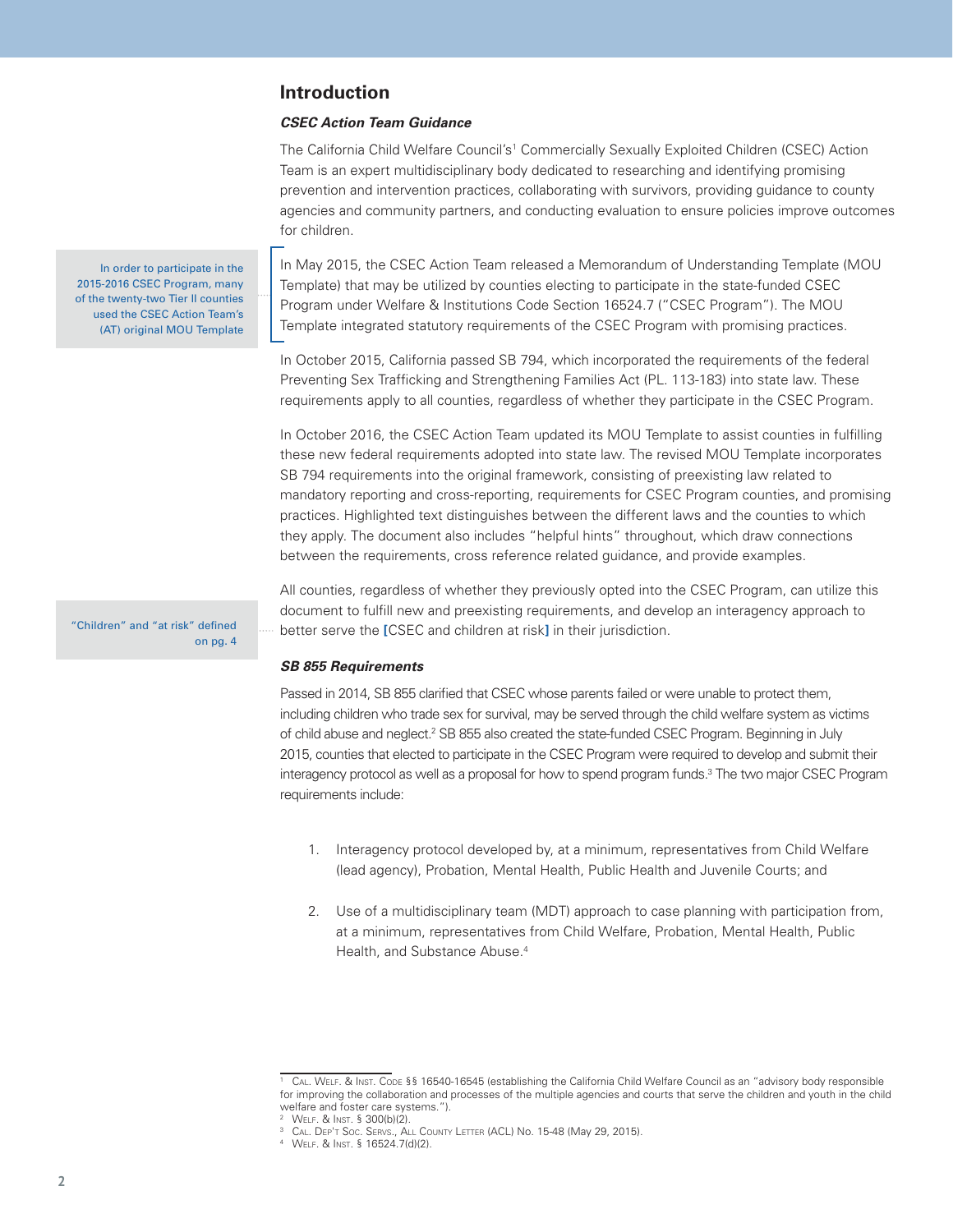## Introduction

### *CSEC Action Team Guidance*

The California Child Welfare Council's[1] Commercially Sexually Exploited Children (CSEC) Action Team is an expert multidisciplinary body dedicated to researching and identifying promising prevention and intervention practices, collaborating with survivors, providing guidance to county agencies and community partners, and conducting evaluation to ensure policies improve outcomes for children.

> In order to participate in the 2015-2016 CSEC Program, many of the twenty-two Tier II counties used the CSEC Action Team's (AT) original MOU Template

In May 2015, the CSEC Action Team released a Memorandum of Understanding Template (MOU Template) that may be utilized by counties electing to participate in the state-funded CSEC Program under Welfare & Institutions Code Section 16524.7 ("CSEC Program"). The MOU Template integrated statutory requirements of the CSEC Program with promising practices.

In October 2015, California passed SB 794, which incorporated the requirements of the federal Preventing Sex Trafficking and Strengthening Families Act (PL. 113-183) into state law. These requirements apply to all counties, regardless of whether they participate in the CSEC Program.

In October 2016, the CSEC Action Team updated its MOU Template to assist counties in fulfilling these new federal requirements adopted into state law. The revised MOU Template incorporates SB 794 requirements into the original framework, consisting of preexisting law related to mandatory reporting and cross-reporting, requirements for CSEC Program counties, and promising practices. Highlighted text distinguishes between the different laws and the counties to which they apply. The document also includes "helpful hints" throughout, which draw connections between the requirements, cross reference related guidance, and provide examples.

> "Children" and "at risk" defined on pg. 4

All counties, regardless of whether they previously opted into the CSEC Program, can utilize this document to fulfill new and preexisting requirements, and develop an interagency approach to better serve the [CSEC and children at risk] in their jurisdiction.

### *SB 855 Requirements*

Passed in 2014, SB 855 clarified that CSEC whose parents failed or were unable to protect them, including children who trade sex for survival, may be served through the child welfare system as victims of child abuse and neglect.[2] SB 855 also created the state-funded CSEC Program. Beginning in July 2015, counties that elected to participate in the CSEC Program were required to develop and submit their interagency protocol as well as a proposal for how to spend program funds.[3] The two major CSEC Program requirements include:

1. Interagency protocol developed by, at a minimum, representatives from Child Welfare (lead agency), Probation, Mental Health, Public Health and Juvenile Courts; and

2. Use of a multidisciplinary team (MDT) approach to case planning with participation from, at a minimum, representatives from Child Welfare, Probation, Mental Health, Public Health, and Substance Abuse.[4]

---

[1] Cal. Welf. & Inst. Code §§ 16540-16545 (establishing the California Child Welfare Council as an "advisory body responsible for improving the collaboration and processes of the multiple agencies and courts that serve the children and youth in the child welfare and foster care systems.").

[2] Welf. & Inst. § 300(b)(2).

[3] Cal. Dep't Soc. Servs., All County Letter (ACL) No. 15-48 (May 29, 2015).

[4] Welf. & Inst. § 16524.7(d)(2).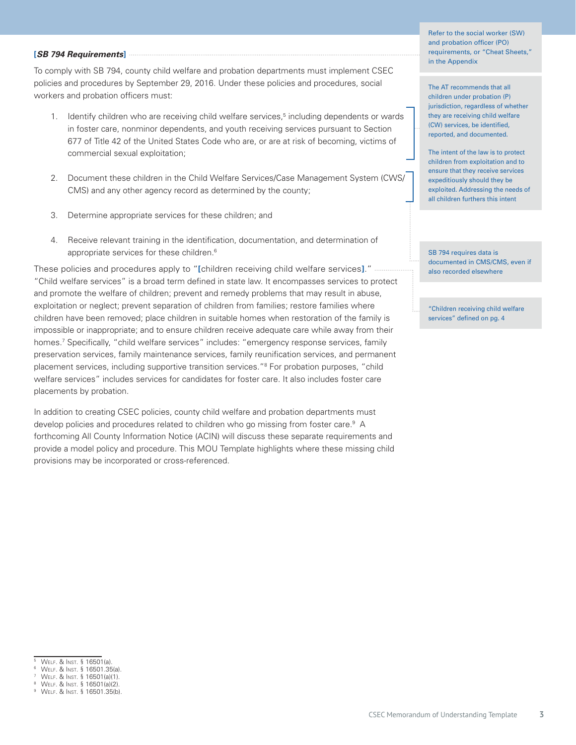**[*SB 794 Requirements*]**

To comply with SB 794, county child welfare and probation departments must implement CSEC policies and procedures by September 29, 2016. Under these policies and procedures, social workers and probation officers must:

1. Identify children who are receiving child welfare services,[5] including dependents or wards in foster care, nonminor dependents, and youth receiving services pursuant to Section 677 of Title 42 of the United States Code who are, or are at risk of becoming, victims of commercial sexual exploitation;

2. Document these children in the Child Welfare Services/Case Management System (CWS/CMS) and any other agency record as determined by the county;

3. Determine appropriate services for these children; and

4. Receive relevant training in the identification, documentation, and determination of appropriate services for these children.[6]

These policies and procedures apply to "**[**children receiving child welfare services**]**." "Child welfare services" is a broad term defined in state law. It encompasses services to protect and promote the welfare of children; prevent and remedy problems that may result in abuse, exploitation or neglect; prevent separation of children from families; restore families where children have been removed; place children in suitable homes when restoration of the family is impossible or inappropriate; and to ensure children receive adequate care while away from their homes.[7] Specifically, "child welfare services" includes: "emergency response services, family preservation services, family maintenance services, family reunification services, and permanent placement services, including supportive transition services."[8] For probation purposes, "child welfare services" includes services for candidates for foster care. It also includes foster care placements by probation.

In addition to creating CSEC policies, county child welfare and probation departments must develop policies and procedures related to children who go missing from foster care.[9] A forthcoming All County Information Notice (ACIN) will discuss these separate requirements and provide a model policy and procedure. This MOU Template highlights where these missing child provisions may be incorporated or cross-referenced.

> Refer to the social worker (SW) and probation officer (PO) requirements, or "Cheat Sheets," in the Appendix

> The AT recommends that all children under probation (P) jurisdiction, regardless of whether they are receiving child welfare (CW) services, be identified, reported, and documented.
>
> The intent of the law is to protect children from exploitation and to ensure that they receive services expeditiously should they be exploited. Addressing the needs of all children furthers this intent

> SB 794 requires data is documented in CMS/CMS, even if also recorded elsewhere

> "Children receiving child welfare services" defined on pg. 4

---

[5] Welf. & Inst. § 16501(a).
[6] Welf. & Inst. § 16501.35(a).
[7] Welf. & Inst. § 16501(a)(1).
[8] Welf. & Inst. § 16501(a)(2).
[9] Welf. & Inst. § 16501.35(b).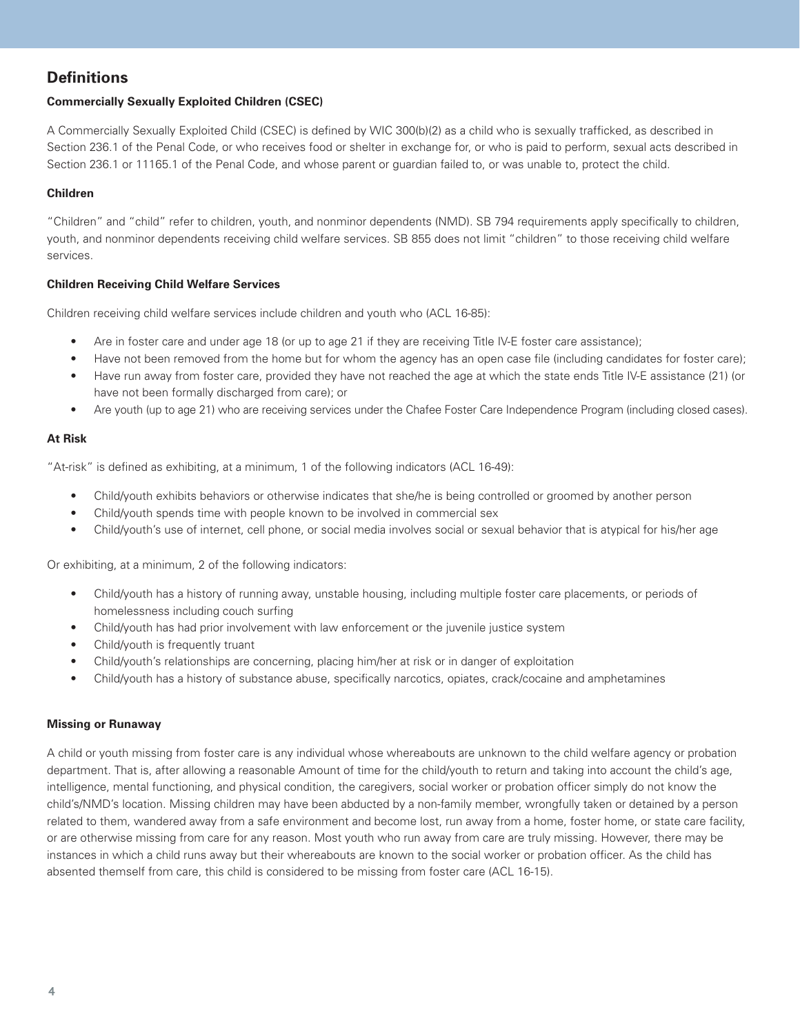## Definitions

### Commercially Sexually Exploited Children (CSEC)

A Commercially Sexually Exploited Child (CSEC) is defined by WIC 300(b)(2) as a child who is sexually trafficked, as described in Section 236.1 of the Penal Code, or who receives food or shelter in exchange for, or who is paid to perform, sexual acts described in Section 236.1 or 11165.1 of the Penal Code, and whose parent or guardian failed to, or was unable to, protect the child.

### Children

"Children" and "child" refer to children, youth, and nonminor dependents (NMD). SB 794 requirements apply specifically to children, youth, and nonminor dependents receiving child welfare services. SB 855 does not limit "children" to those receiving child welfare services.

### Children Receiving Child Welfare Services

Children receiving child welfare services include children and youth who (ACL 16-85):

- Are in foster care and under age 18 (or up to age 21 if they are receiving Title IV-E foster care assistance);
- Have not been removed from the home but for whom the agency has an open case file (including candidates for foster care);
- Have run away from foster care, provided they have not reached the age at which the state ends Title IV-E assistance (21) (or have not been formally discharged from care); or
- Are youth (up to age 21) who are receiving services under the Chafee Foster Care Independence Program (including closed cases).

### At Risk

"At-risk" is defined as exhibiting, at a minimum, 1 of the following indicators (ACL 16-49):

- Child/youth exhibits behaviors or otherwise indicates that she/he is being controlled or groomed by another person
- Child/youth spends time with people known to be involved in commercial sex
- Child/youth's use of internet, cell phone, or social media involves social or sexual behavior that is atypical for his/her age

Or exhibiting, at a minimum, 2 of the following indicators:

- Child/youth has a history of running away, unstable housing, including multiple foster care placements, or periods of homelessness including couch surfing
- Child/youth has had prior involvement with law enforcement or the juvenile justice system
- Child/youth is frequently truant
- Child/youth's relationships are concerning, placing him/her at risk or in danger of exploitation
- Child/youth has a history of substance abuse, specifically narcotics, opiates, crack/cocaine and amphetamines

### Missing or Runaway

A child or youth missing from foster care is any individual whose whereabouts are unknown to the child welfare agency or probation department. That is, after allowing a reasonable Amount of time for the child/youth to return and taking into account the child's age, intelligence, mental functioning, and physical condition, the caregivers, social worker or probation officer simply do not know the child's/NMD's location. Missing children may have been abducted by a non-family member, wrongfully taken or detained by a person related to them, wandered away from a safe environment and become lost, run away from a home, foster home, or state care facility, or are otherwise missing from care for any reason. Most youth who run away from care are truly missing. However, there may be instances in which a child runs away but their whereabouts are known to the social worker or probation officer. As the child has absented themself from care, this child is considered to be missing from foster care (ACL 16-15).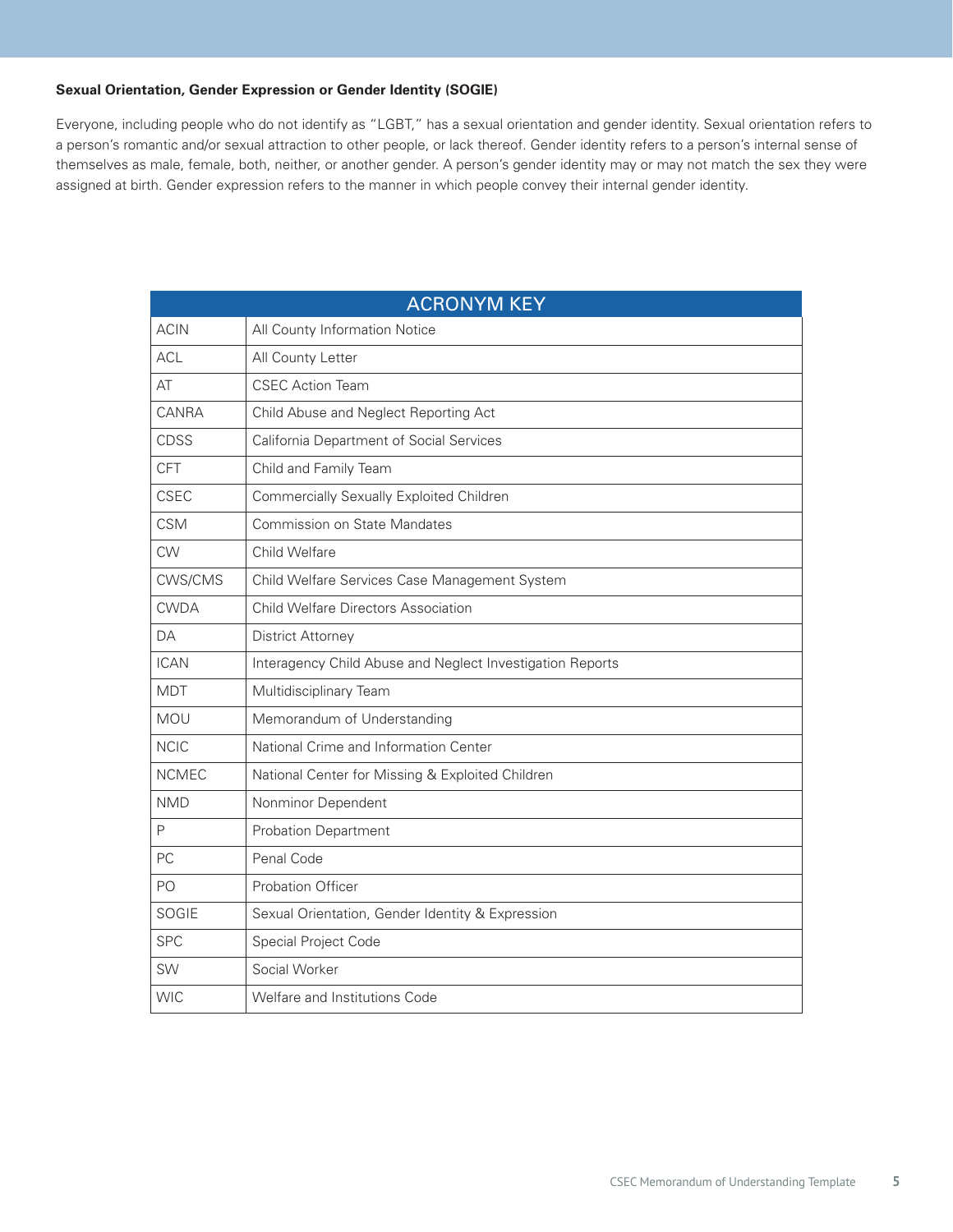**Sexual Orientation, Gender Expression or Gender Identity (SOGIE)**

Everyone, including people who do not identify as "LGBT," has a sexual orientation and gender identity. Sexual orientation refers to a person's romantic and/or sexual attraction to other people, or lack thereof. Gender identity refers to a person's internal sense of themselves as male, female, both, neither, or another gender. A person's gender identity may or may not match the sex they were assigned at birth. Gender expression refers to the manner in which people convey their internal gender identity.

| ACRONYM KEY | |
|---|---|
| ACIN | All County Information Notice |
| ACL | All County Letter |
| AT | CSEC Action Team |
| CANRA | Child Abuse and Neglect Reporting Act |
| CDSS | California Department of Social Services |
| CFT | Child and Family Team |
| CSEC | Commercially Sexually Exploited Children |
| CSM | Commission on State Mandates |
| CW | Child Welfare |
| CWS/CMS | Child Welfare Services Case Management System |
| CWDA | Child Welfare Directors Association |
| DA | District Attorney |
| ICAN | Interagency Child Abuse and Neglect Investigation Reports |
| MDT | Multidisciplinary Team |
| MOU | Memorandum of Understanding |
| NCIC | National Crime and Information Center |
| NCMEC | National Center for Missing & Exploited Children |
| NMD | Nonminor Dependent |
| P | Probation Department |
| PC | Penal Code |
| PO | Probation Officer |
| SOGIE | Sexual Orientation, Gender Identity & Expression |
| SPC | Special Project Code |
| SW | Social Worker |
| WIC | Welfare and Institutions Code |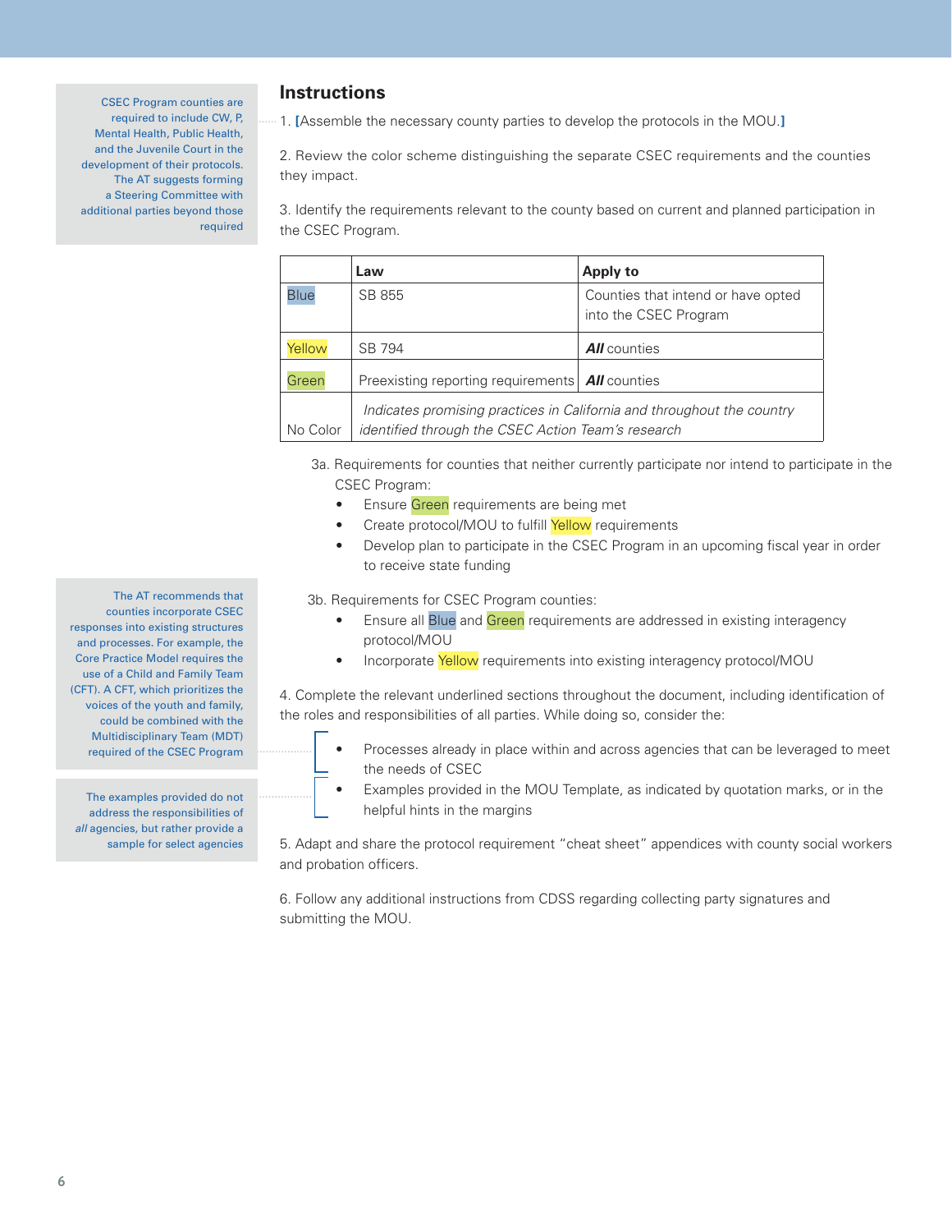> CSEC Program counties are required to include CW, P, Mental Health, Public Health, and the Juvenile Court in the development of their protocols. The AT suggests forming a Steering Committee with additional parties beyond those required

## Instructions

1. [Assemble the necessary county parties to develop the protocols in the MOU.]

2. Review the color scheme distinguishing the separate CSEC requirements and the counties they impact.

3. Identify the requirements relevant to the county based on current and planned participation in the CSEC Program.

| | Law | Apply to |
|---|---|---|
| Blue | SB 855 | Counties that intend or have opted into the CSEC Program |
| Yellow | SB 794 | ***All*** counties |
| Green | Preexisting reporting requirements | ***All*** counties |
| No Color | *Indicates promising practices in California and throughout the country identified through the CSEC Action Team's research* | |

3a. Requirements for counties that neither currently participate nor intend to participate in the CSEC Program:

- Ensure Green requirements are being met
- Create protocol/MOU to fulfill Yellow requirements
- Develop plan to participate in the CSEC Program in an upcoming fiscal year in order to receive state funding

> The AT recommends that counties incorporate CSEC responses into existing structures and processes. For example, the Core Practice Model requires the use of a Child and Family Team (CFT). A CFT, which prioritizes the voices of the youth and family, could be combined with the Multidisciplinary Team (MDT) required of the CSEC Program

3b. Requirements for CSEC Program counties:

- Ensure all Blue and Green requirements are addressed in existing interagency protocol/MOU
- Incorporate Yellow requirements into existing interagency protocol/MOU

4. Complete the relevant underlined sections throughout the document, including identification of the roles and responsibilities of all parties. While doing so, consider the:

- Processes already in place within and across agencies that can be leveraged to meet the needs of CSEC
- Examples provided in the MOU Template, as indicated by quotation marks, or in the helpful hints in the margins

> The examples provided do not address the responsibilities of *all* agencies, but rather provide a sample for select agencies

5. Adapt and share the protocol requirement "cheat sheet" appendices with county social workers and probation officers.

6. Follow any additional instructions from CDSS regarding collecting party signatures and submitting the MOU.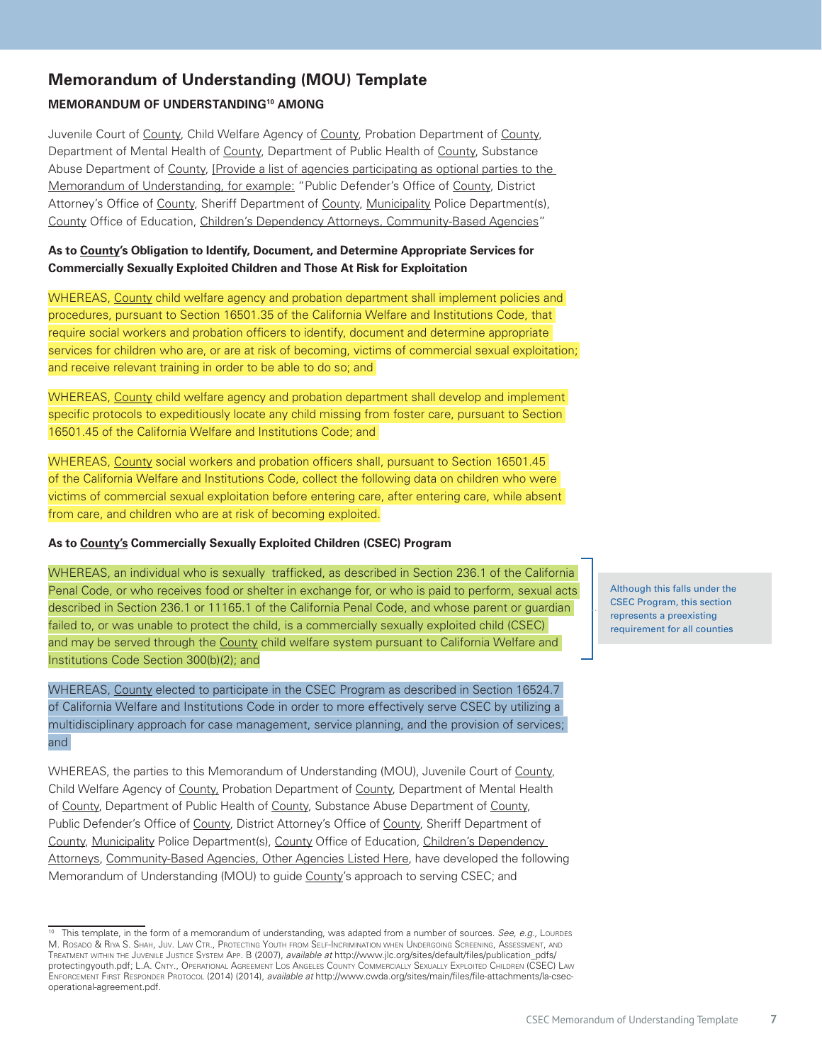## Memorandum of Understanding (MOU) Template

**MEMORANDUM OF UNDERSTANDING[10] AMONG**

Juvenile Court of County, Child Welfare Agency of County, Probation Department of County, Department of Mental Health of County, Department of Public Health of County, Substance Abuse Department of County, [Provide a list of agencies participating as optional parties to the Memorandum of Understanding, for example: "Public Defender's Office of County, District Attorney's Office of County, Sheriff Department of County, Municipality Police Department(s), County Office of Education, Children's Dependency Attorneys, Community-Based Agencies"

**As to County's Obligation to Identify, Document, and Determine Appropriate Services for Commercially Sexually Exploited Children and Those At Risk for Exploitation**

WHEREAS, County child welfare agency and probation department shall implement policies and procedures, pursuant to Section 16501.35 of the California Welfare and Institutions Code, that require social workers and probation officers to identify, document and determine appropriate services for children who are, or are at risk of becoming, victims of commercial sexual exploitation; and receive relevant training in order to be able to do so; and

WHEREAS, County child welfare agency and probation department shall develop and implement specific protocols to expeditiously locate any child missing from foster care, pursuant to Section 16501.45 of the California Welfare and Institutions Code; and

WHEREAS, County social workers and probation officers shall, pursuant to Section 16501.45 of the California Welfare and Institutions Code, collect the following data on children who were victims of commercial sexual exploitation before entering care, after entering care, while absent from care, and children who are at risk of becoming exploited.

**As to County's Commercially Sexually Exploited Children (CSEC) Program**

WHEREAS, an individual who is sexually trafficked, as described in Section 236.1 of the California Penal Code, or who receives food or shelter in exchange for, or who is paid to perform, sexual acts described in Section 236.1 or 11165.1 of the California Penal Code, and whose parent or guardian failed to, or was unable to protect the child, is a commercially sexually exploited child (CSEC) and may be served through the County child welfare system pursuant to California Welfare and Institutions Code Section 300(b)(2); and

> Although this falls under the CSEC Program, this section represents a preexisting requirement for all counties

WHEREAS, County elected to participate in the CSEC Program as described in Section 16524.7 of California Welfare and Institutions Code in order to more effectively serve CSEC by utilizing a multidisciplinary approach for case management, service planning, and the provision of services; and

WHEREAS, the parties to this Memorandum of Understanding (MOU), Juvenile Court of County, Child Welfare Agency of County, Probation Department of County, Department of Mental Health of County, Department of Public Health of County, Substance Abuse Department of County, Public Defender's Office of County, District Attorney's Office of County, Sheriff Department of County, Municipality Police Department(s), County Office of Education, Children's Dependency Attorneys, Community-Based Agencies, Other Agencies Listed Here, have developed the following Memorandum of Understanding (MOU) to guide County's approach to serving CSEC; and

---

[10] This template, in the form of a memorandum of understanding, was adapted from a number of sources. *See, e.g.,* Lourdes M. Rosado & Riya S. Shah, Juv. Law Ctr., Protecting Youth from Self-Incrimination when Undergoing Screening, Assessment, and Treatment within the Juvenile Justice System App. B (2007), *available at* http://www.jlc.org/sites/default/files/publication_pdfs/protectingyouth.pdf; L.A. Cnty., Operational Agreement Los Angeles County Commercially Sexually Exploited Children (CSEC) Law Enforcement First Responder Protocol (2014) (2014), *available at* http://www.cwda.org/sites/main/files/file-attachments/la-csec-operational-agreement.pdf.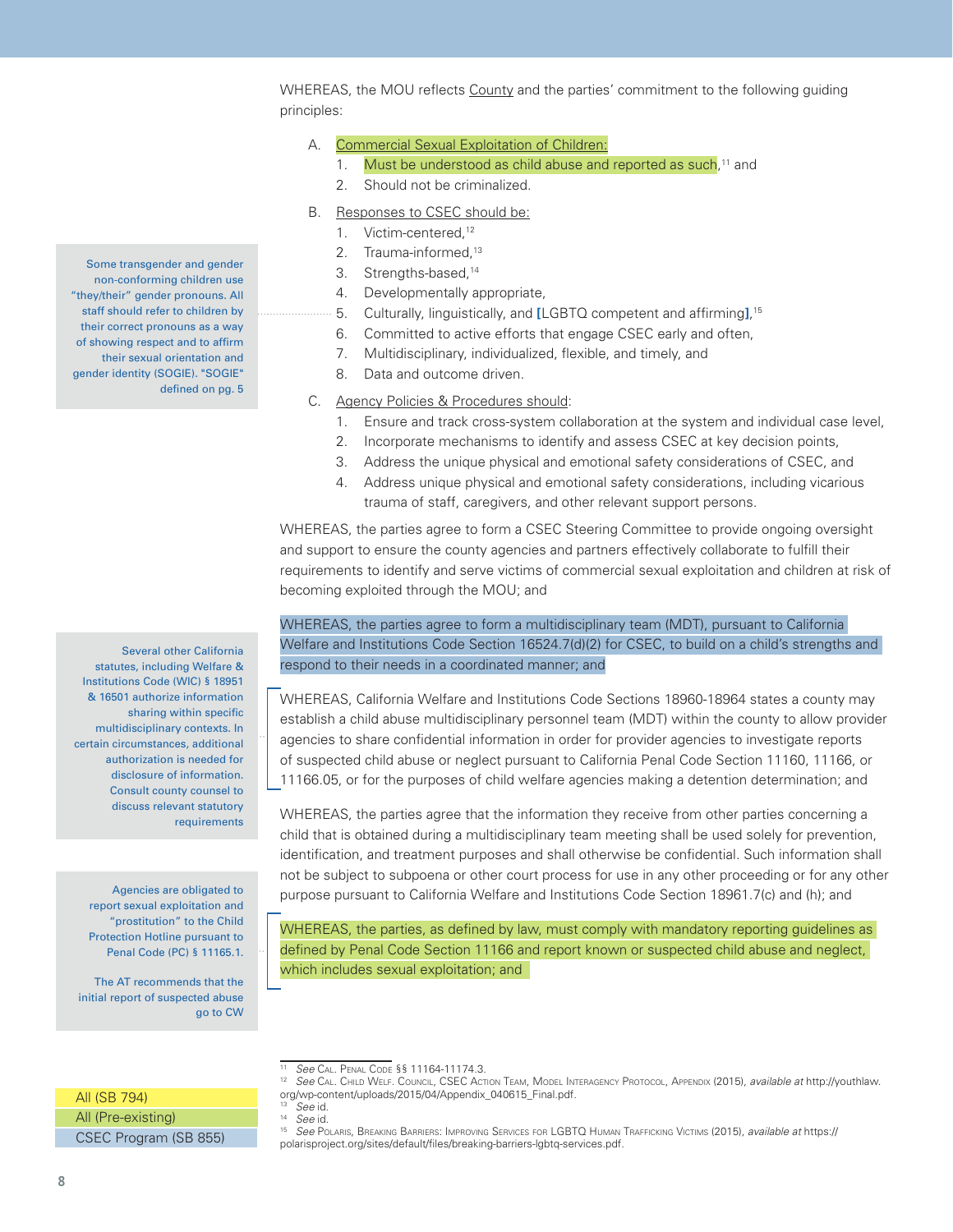WHEREAS, the MOU reflects County and the parties' commitment to the following guiding principles:

A. Commercial Sexual Exploitation of Children:
   1. Must be understood as child abuse and reported as such,[11] and
   2. Should not be criminalized.

B. Responses to CSEC should be:
   1. Victim-centered,[12]
   2. Trauma-informed,[13]
   3. Strengths-based,[14]
   4. Developmentally appropriate,
   5. Culturally, linguistically, and [LGBTQ competent and affirming],[15]
   6. Committed to active efforts that engage CSEC early and often,
   7. Multidisciplinary, individualized, flexible, and timely, and
   8. Data and outcome driven.

C. Agency Policies & Procedures should:
   1. Ensure and track cross-system collaboration at the system and individual case level,
   2. Incorporate mechanisms to identify and assess CSEC at key decision points,
   3. Address the unique physical and emotional safety considerations of CSEC, and
   4. Address unique physical and emotional safety considerations, including vicarious trauma of staff, caregivers, and other relevant support persons.

> Some transgender and gender non-conforming children use "they/their" gender pronouns. All staff should refer to children by their correct pronouns as a way of showing respect and to affirm their sexual orientation and gender identity (SOGIE). "SOGIE" defined on pg. 5

WHEREAS, the parties agree to form a CSEC Steering Committee to provide ongoing oversight and support to ensure the county agencies and partners effectively collaborate to fulfill their requirements to identify and serve victims of commercial sexual exploitation and children at risk of becoming exploited through the MOU; and

WHEREAS, the parties agree to form a multidisciplinary team (MDT), pursuant to California Welfare and Institutions Code Section 16524.7(d)(2) for CSEC, to build on a child's strengths and respond to their needs in a coordinated manner; and

WHEREAS, California Welfare and Institutions Code Sections 18960-18964 states a county may establish a child abuse multidisciplinary personnel team (MDT) within the county to allow provider agencies to share confidential information in order for provider agencies to investigate reports of suspected child abuse or neglect pursuant to California Penal Code Section 11160, 11166, or 11166.05, or for the purposes of child welfare agencies making a detention determination; and

> Several other California statutes, including Welfare & Institutions Code (WIC) § 18951 & 16501 authorize information sharing within specific multidisciplinary contexts. In certain circumstances, additional authorization is needed for disclosure of information. Consult county counsel to discuss relevant statutory requirements

WHEREAS, the parties agree that the information they receive from other parties concerning a child that is obtained during a multidisciplinary team meeting shall be used solely for prevention, identification, and treatment purposes and shall otherwise be confidential. Such information shall not be subject to subpoena or other court process for use in any other proceeding or for any other purpose pursuant to California Welfare and Institutions Code Section 18961.7(c) and (h); and

WHEREAS, the parties, as defined by law, must comply with mandatory reporting guidelines as defined by Penal Code Section 11166 and report known or suspected child abuse and neglect, which includes sexual exploitation; and

> Agencies are obligated to report sexual exploitation and "prostitution" to the Child Protection Hotline pursuant to Penal Code (PC) § 11165.1.
>
> The AT recommends that the initial report of suspected abuse go to CW

| Legend |
|---|
| All (SB 794) |
| All (Pre-existing) |
| CSEC Program (SB 855) |

---

[11] *See* Cal. Penal Code §§ 11164-11174.3.

[12] *See* Cal. Child Welf. Council, CSEC Action Team, Model Interagency Protocol, Appendix (2015), *available at* http://youthlaw.org/wp-content/uploads/2015/04/Appendix_040615_Final.pdf.

[13] *See* id.

[14] *See* id.

[15] *See* Polaris, Breaking Barriers: Improving Services for LGBTQ Human Trafficking Victims (2015), *available at* https://polarisproject.org/sites/default/files/breaking-barriers-lgbtq-services.pdf.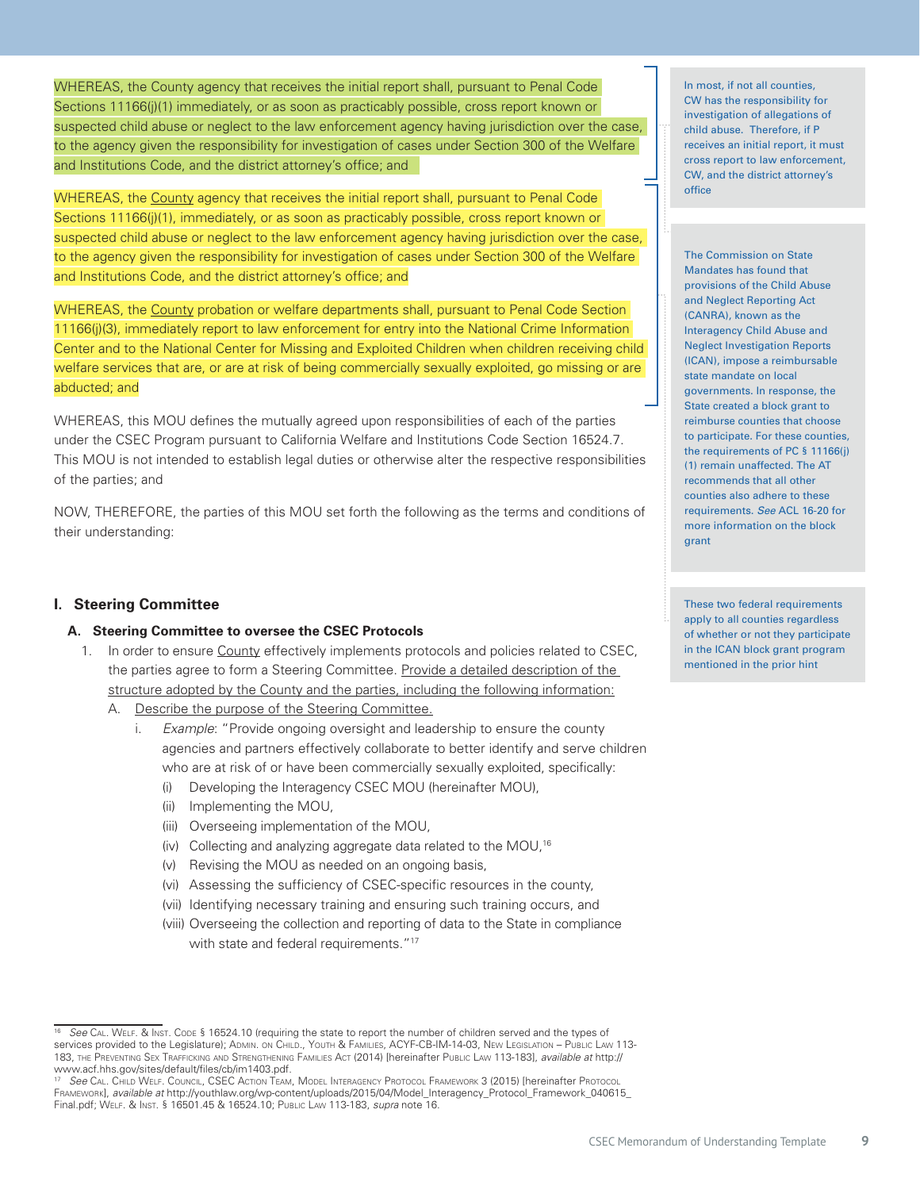WHEREAS, the County agency that receives the initial report shall, pursuant to Penal Code Sections 11166(j)(1) immediately, or as soon as practicably possible, cross report known or suspected child abuse or neglect to the law enforcement agency having jurisdiction over the case, to the agency given the responsibility for investigation of cases under Section 300 of the Welfare and Institutions Code, and the district attorney's office; and

WHEREAS, the County agency that receives the initial report shall, pursuant to Penal Code Sections 11166(j)(1), immediately, or as soon as practicably possible, cross report known or suspected child abuse or neglect to the law enforcement agency having jurisdiction over the case, to the agency given the responsibility for investigation of cases under Section 300 of the Welfare and Institutions Code, and the district attorney's office; and

WHEREAS, the County probation or welfare departments shall, pursuant to Penal Code Section 11166(j)(3), immediately report to law enforcement for entry into the National Crime Information Center and to the National Center for Missing and Exploited Children when children receiving child welfare services that are, or are at risk of being commercially sexually exploited, go missing or are abducted; and

> In most, if not all counties, CW has the responsibility for investigation of allegations of child abuse. Therefore, if P receives an initial report, it must cross report to law enforcement, CW, and the district attorney's office

> The Commission on State Mandates has found that provisions of the Child Abuse and Neglect Reporting Act (CANRA), known as the Interagency Child Abuse and Neglect Investigation Reports (ICAN), impose a reimbursable state mandate on local governments. In response, the State created a block grant to reimburse counties that choose to participate. For these counties, the requirements of PC § 11166(j)(1) remain unaffected. The AT recommends that all other counties also adhere to these requirements. *See* ACL 16-20 for more information on the block grant

> These two federal requirements apply to all counties regardless of whether or not they participate in the ICAN block grant program mentioned in the prior hint

WHEREAS, this MOU defines the mutually agreed upon responsibilities of each of the parties under the CSEC Program pursuant to California Welfare and Institutions Code Section 16524.7. This MOU is not intended to establish legal duties or otherwise alter the respective responsibilities of the parties; and

NOW, THEREFORE, the parties of this MOU set forth the following as the terms and conditions of their understanding:

## I. Steering Committee

### A. Steering Committee to oversee the CSEC Protocols

1. In order to ensure County effectively implements protocols and policies related to CSEC, the parties agree to form a Steering Committee. Provide a detailed description of the structure adopted by the County and the parties, including the following information:
   A. Describe the purpose of the Steering Committee.
      i. *Example*: "Provide ongoing oversight and leadership to ensure the county agencies and partners effectively collaborate to better identify and serve children who are at risk of or have been commercially sexually exploited, specifically:
         (i) Developing the Interagency CSEC MOU (hereinafter MOU),
         (ii) Implementing the MOU,
         (iii) Overseeing implementation of the MOU,
         (iv) Collecting and analyzing aggregate data related to the MOU,[16]
         (v) Revising the MOU as needed on an ongoing basis,
         (vi) Assessing the sufficiency of CSEC-specific resources in the county,
         (vii) Identifying necessary training and ensuring such training occurs, and
         (viii) Overseeing the collection and reporting of data to the State in compliance with state and federal requirements."[17]

---

[16] *See* Cal. Welf. & Inst. Code § 16524.10 (requiring the state to report the number of children served and the types of services provided to the Legislature); Admin. on Child., Youth & Families, ACYF-CB-IM-14-03, New Legislation – Public Law 113-183, the Preventing Sex Trafficking and Strengthening Families Act (2014) [hereinafter Public Law 113-183], *available at* http://www.acf.hhs.gov/sites/default/files/cb/im1403.pdf.

[17] *See* Cal. Child Welf. Council, CSEC Action Team, Model Interagency Protocol Framework 3 (2015) [hereinafter Protocol Framework], *available at* http://youthlaw.org/wp-content/uploads/2015/04/Model_Interagency_Protocol_Framework_040615_Final.pdf; Welf. & Inst. § 16501.45 & 16524.10; Public Law 113-183, *supra* note 16.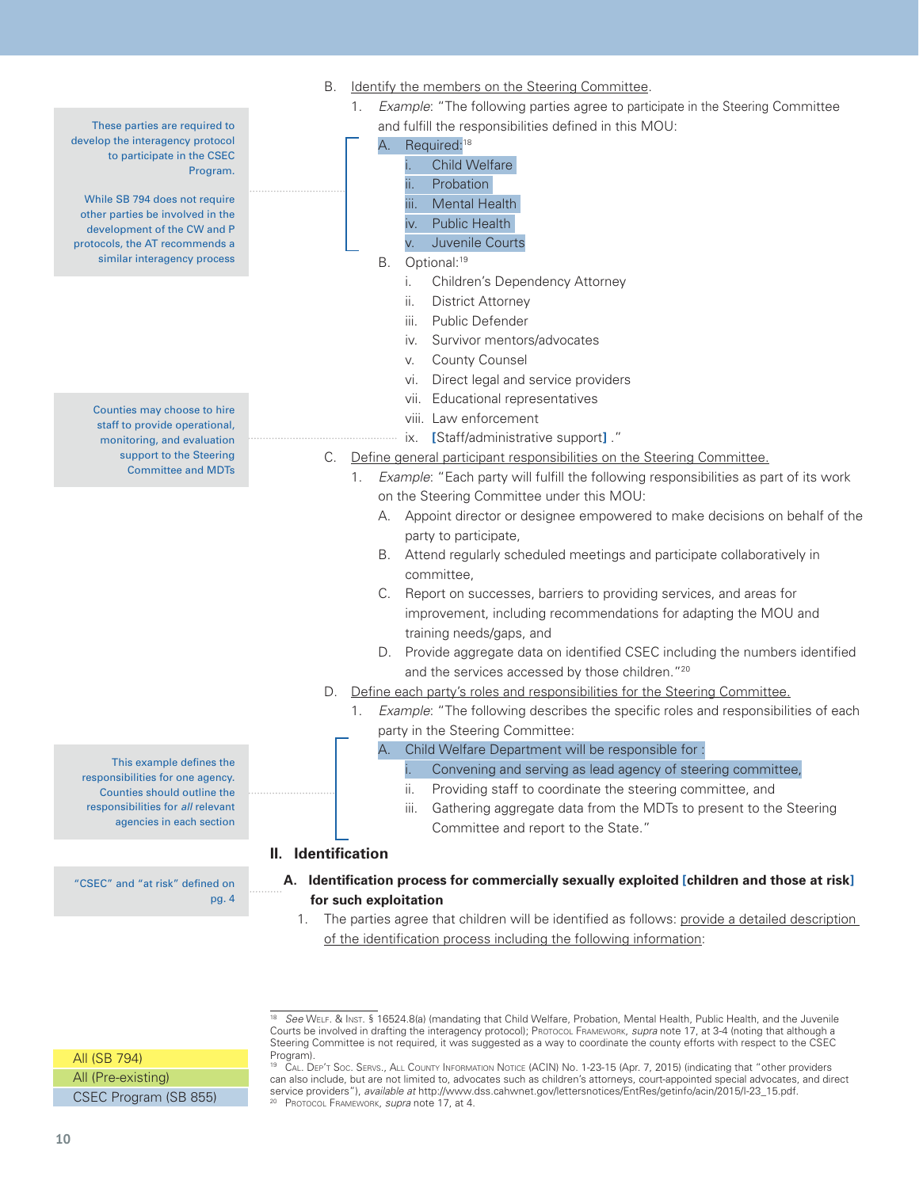B. Identify the members on the Steering Committee.

1. *Example*: "The following parties agree to participate in the Steering Committee and fulfill the responsibilities defined in this MOU:
   - A. Required:[18]
     - i. Child Welfare
     - ii. Probation
     - iii. Mental Health
     - iv. Public Health
     - v. Juvenile Courts
   - B. Optional:[19]
     - i. Children's Dependency Attorney
     - ii. District Attorney
     - iii. Public Defender
     - iv. Survivor mentors/advocates
     - v. County Counsel
     - vi. Direct legal and service providers
     - vii. Educational representatives
     - viii. Law enforcement
     - ix. [Staff/administrative support] ."

> These parties are required to develop the interagency protocol to participate in the CSEC Program.
>
> While SB 794 does not require other parties be involved in the development of the CW and P protocols, the AT recommends a similar interagency process

> Counties may choose to hire staff to provide operational, monitoring, and evaluation support to the Steering Committee and MDTs

C. Define general participant responsibilities on the Steering Committee.

1. *Example*: "Each party will fulfill the following responsibilities as part of its work on the Steering Committee under this MOU:
   - A. Appoint director or designee empowered to make decisions on behalf of the party to participate,
   - B. Attend regularly scheduled meetings and participate collaboratively in committee,
   - C. Report on successes, barriers to providing services, and areas for improvement, including recommendations for adapting the MOU and training needs/gaps, and
   - D. Provide aggregate data on identified CSEC including the numbers identified and the services accessed by those children."[20]

D. Define each party's roles and responsibilities for the Steering Committee.

1. *Example*: "The following describes the specific roles and responsibilities of each party in the Steering Committee:
   - A. Child Welfare Department will be responsible for :
     - i. Convening and serving as lead agency of steering committee,
     - ii. Providing staff to coordinate the steering committee, and
     - iii. Gathering aggregate data from the MDTs to present to the Steering Committee and report to the State."

> This example defines the responsibilities for one agency. Counties should outline the responsibilities for *all* relevant agencies in each section

## II. Identification

### A. Identification process for commercially sexually exploited [children and those at risk] for such exploitation

> "CSEC" and "at risk" defined on pg. 4

1. The parties agree that children will be identified as follows: provide a detailed description of the identification process including the following information:

---

[18] *See* Welf. & Inst. § 16524.8(a) (mandating that Child Welfare, Probation, Mental Health, Public Health, and the Juvenile Courts be involved in drafting the interagency protocol); Protocol Framework, *supra* note 17, at 3-4 (noting that although a Steering Committee is not required, it was suggested as a way to coordinate the county efforts with respect to the CSEC Program).

[19] Cal. Dep't Soc. Servs., All County Information Notice (ACIN) No. 1-23-15 (Apr. 7, 2015) (indicating that "other providers can also include, but are not limited to, advocates such as children's attorneys, court-appointed special advocates, and direct service providers"), *available at* http://www.dss.cahwnet.gov/lettersnotices/EntRes/getinfo/acin/2015/I-23_15.pdf.

[20] Protocol Framework, *supra* note 17, at 4.

All (SB 794)
All (Pre-existing)
CSEC Program (SB 855)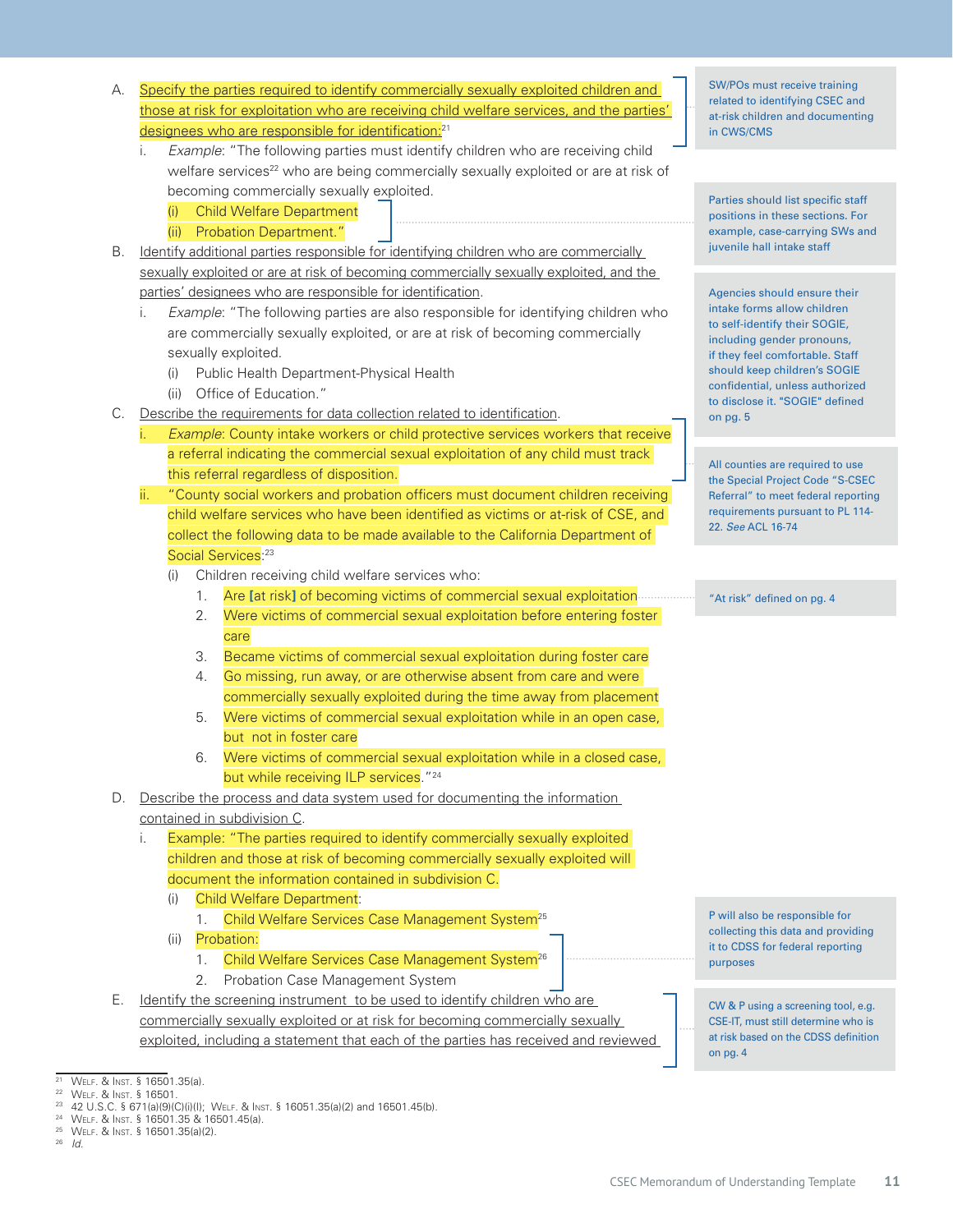A. <u>Specify the parties required to identify commercially sexually exploited children and those at risk for exploitation who are receiving child welfare services, and the parties' designees who are responsible for identification:</u>[21]

   i. *Example*: "The following parties must identify children who are receiving child welfare services[22] who are being commercially sexually exploited or are at risk of becoming commercially sexually exploited.

      (i) Child Welfare Department

      (ii) Probation Department."

B. <u>Identify additional parties responsible for identifying children who are commercially sexually exploited or are at risk of becoming commercially sexually exploited, and the parties' designees who are responsible for identification</u>.

   i. *Example*: "The following parties are also responsible for identifying children who are commercially sexually exploited, or are at risk of becoming commercially sexually exploited.

      (i) Public Health Department-Physical Health

      (ii) Office of Education."

C. <u>Describe the requirements for data collection related to identification</u>.

   i. *Example*: County intake workers or child protective services workers that receive a referral indicating the commercial sexual exploitation of any child must track this referral regardless of disposition.

   ii. "County social workers and probation officers must document children receiving child welfare services who have been identified as victims or at-risk of CSE, and collect the following data to be made available to the California Department of Social Services:[23]

      (i) Children receiving child welfare services who:

         1. Are [at risk] of becoming victims of commercial sexual exploitation
         2. Were victims of commercial sexual exploitation before entering foster care
         3. Became victims of commercial sexual exploitation during foster care
         4. Go missing, run away, or are otherwise absent from care and were commercially sexually exploited during the time away from placement
         5. Were victims of commercial sexual exploitation while in an open case, but not in foster care
         6. Were victims of commercial sexual exploitation while in a closed case, but while receiving ILP services."[24]

D. <u>Describe the process and data system used for documenting the information contained in subdivision C</u>.

   i. Example: "The parties required to identify commercially sexually exploited children and those at risk of becoming commercially sexually exploited will document the information contained in subdivision C.

      (i) Child Welfare Department:

         1. Child Welfare Services Case Management System[25]

      (ii) Probation:

         1. Child Welfare Services Case Management System[26]
         2. Probation Case Management System

E. <u>Identify the screening instrument to be used to identify children who are commercially sexually exploited or at risk for becoming commercially sexually exploited, including a statement that each of the parties has received and reviewed</u>

> SW/POs must receive training related to identifying CSEC and at-risk children and documenting in CWS/CMS

> Parties should list specific staff positions in these sections. For example, case-carrying SWs and juvenile hall intake staff

> Agencies should ensure their intake forms allow children to self-identify their SOGIE, including gender pronouns, if they feel comfortable. Staff should keep children's SOGIE confidential, unless authorized to disclose it. "SOGIE" defined on pg. 5

> All counties are required to use the Special Project Code "S-CSEC Referral" to meet federal reporting requirements pursuant to PL 114-22. *See* ACL 16-74

> "At risk" defined on pg. 4

> P will also be responsible for collecting this data and providing it to CDSS for federal reporting purposes

> CW & P using a screening tool, e.g. CSE-IT, must still determine who is at risk based on the CDSS definition on pg. 4

---

[21] Welf. & Inst. § 16501.35(a).
[22] Welf. & Inst. § 16501.
[23] 42 U.S.C. § 671(a)(9)(C)(i)(I); Welf. & Inst. § 16051.35(a)(2) and 16501.45(b).
[24] Welf. & Inst. § 16501.35 & 16501.45(a).
[25] Welf. & Inst. § 16501.35(a)(2).
[26] *Id.*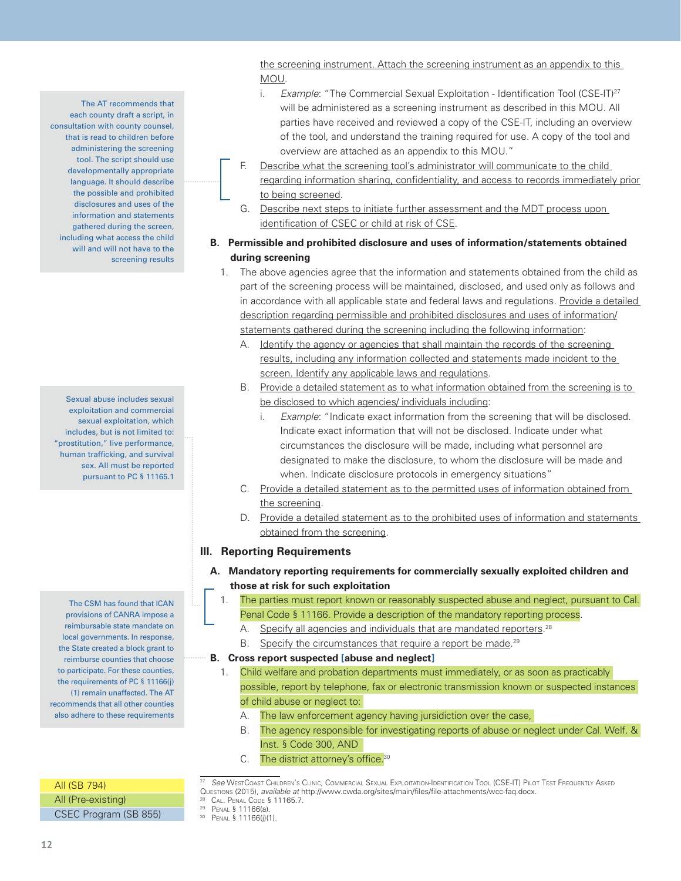the screening instrument. Attach the screening instrument as an appendix to this MOU.

i. *Example*: "The Commercial Sexual Exploitation - Identification Tool (CSE-IT)[27] will be administered as a screening instrument as described in this MOU. All parties have received and reviewed a copy of the CSE-IT, including an overview of the tool, and understand the training required for use. A copy of the tool and overview are attached as an appendix to this MOU."

F. Describe what the screening tool's administrator will communicate to the child regarding information sharing, confidentiality, and access to records immediately prior to being screened.

> The AT recommends that each county draft a script, in consultation with county counsel, that is read to children before administering the screening tool. The script should use developmentally appropriate language. It should describe the possible and prohibited disclosures and uses of the information and statements gathered during the screen, including what access the child will and will not have to the screening results

G. Describe next steps to initiate further assessment and the MDT process upon identification of CSEC or child at risk of CSE.

**B. Permissible and prohibited disclosure and uses of information/statements obtained during screening**

1. The above agencies agree that the information and statements obtained from the child as part of the screening process will be maintained, disclosed, and used only as follows and in accordance with all applicable state and federal laws and regulations. Provide a detailed description regarding permissible and prohibited disclosures and uses of information/statements gathered during the screening including the following information:

   A. Identify the agency or agencies that shall maintain the records of the screening results, including any information collected and statements made incident to the screen. Identify any applicable laws and regulations.

   B. Provide a detailed statement as to what information obtained from the screening is to be disclosed to which agencies/ individuals including:

      i. *Example*: "Indicate exact information from the screening that will be disclosed. Indicate exact information that will not be disclosed. Indicate under what circumstances the disclosure will be made, including what personnel are designated to make the disclosure, to whom the disclosure will be made and when. Indicate disclosure protocols in emergency situations"

   C. Provide a detailed statement as to the permitted uses of information obtained from the screening.

   D. Provide a detailed statement as to the prohibited uses of information and statements obtained from the screening.

## III. Reporting Requirements

**A. Mandatory reporting requirements for commercially sexually exploited children and those at risk for such exploitation**

> Sexual abuse includes sexual exploitation and commercial sexual exploitation, which includes, but is not limited to: "prostitution," live performance, human trafficking, and survival sex. All must be reported pursuant to PC § 11165.1

1. The parties must report known or reasonably suspected abuse and neglect, pursuant to Cal. Penal Code § 11166. Provide a description of the mandatory reporting process.

   A. Specify all agencies and individuals that are mandated reporters.[28]

   B. Specify the circumstances that require a report be made.[29]

**B. Cross report suspected [abuse and neglect]**

> The CSM has found that ICAN provisions of CANRA impose a reimbursable state mandate on local governments. In response, the State created a block grant to reimburse counties that choose to participate. For these counties, the requirements of PC § 11166(j)(1) remain unaffected. The AT recommends that all other counties also adhere to these requirements

1. Child welfare and probation departments must immediately, or as soon as practicably possible, report by telephone, fax or electronic transmission known or suspected instances of child abuse or neglect to:

   A. The law enforcement agency having jurisdiction over the case,

   B. The agency responsible for investigating reports of abuse or neglect under Cal. Welf. & Inst. § Code 300, AND

   C. The district attorney's office.[30]

| Legend |
|---|
| All (SB 794) |
| All (Pre-existing) |
| CSEC Program (SB 855) |

---

[27] *See* WestCoast Children's Clinic, Commercial Sexual Exploitation-Identification Tool (CSE-IT) Pilot Test Frequently Asked Questions (2015), *available at* http://www.cwda.org/sites/main/files/file-attachments/wcc-faq.docx.

[28] Cal. Penal Code § 11165.7.

[29] Penal § 11166(a).

[30] Penal § 11166(j)(1).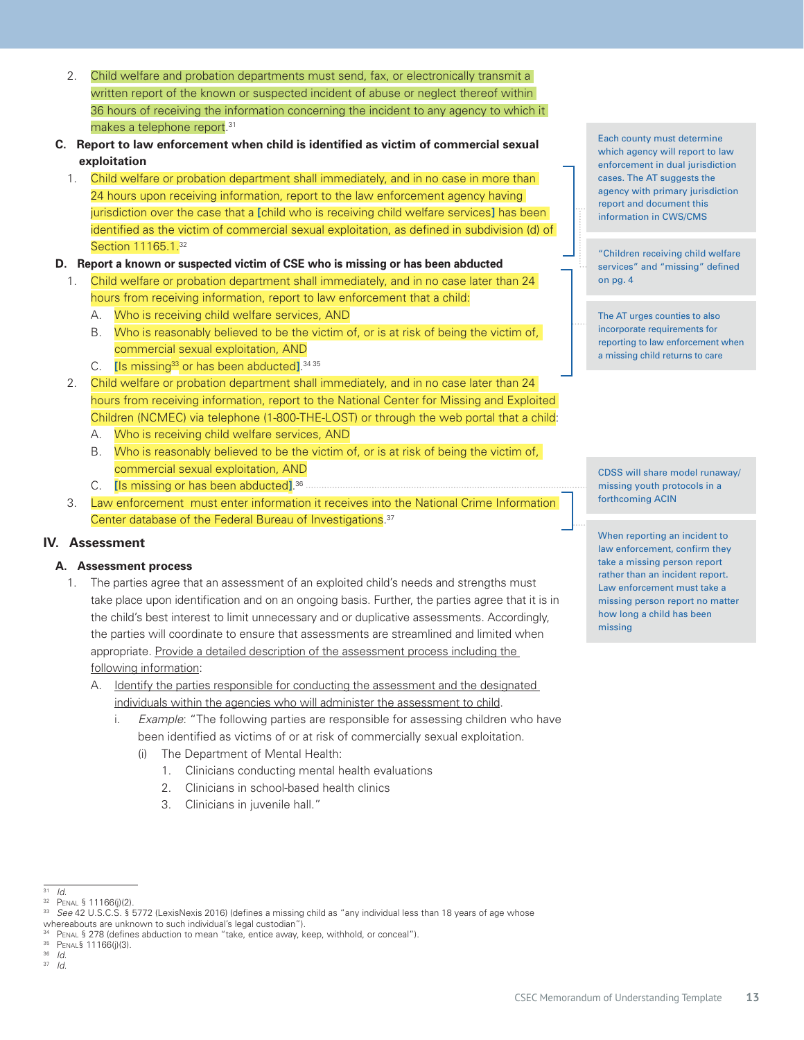2. Child welfare and probation departments must send, fax, or electronically transmit a written report of the known or suspected incident of abuse or neglect thereof within 36 hours of receiving the information concerning the incident to any agency to which it makes a telephone report.[31]

**C. Report to law enforcement when child is identified as victim of commercial sexual exploitation**

1. Child welfare or probation department shall immediately, and in no case in more than 24 hours upon receiving information, report to the law enforcement agency having jurisdiction over the case that a [child who is receiving child welfare services] has been identified as the victim of commercial sexual exploitation, as defined in subdivision (d) of Section 11165.1.[32]

> Each county must determine which agency will report to law enforcement in dual jurisdiction cases. The AT suggests the agency with primary jurisdiction report and document this information in CWS/CMS

> "Children receiving child welfare services" and "missing" defined on pg. 4

**D. Report a known or suspected victim of CSE who is missing or has been abducted**

1. Child welfare or probation department shall immediately, and in no case later than 24 hours from receiving information, report to law enforcement that a child:
   A. Who is receiving child welfare services, AND
   B. Who is reasonably believed to be the victim of, or is at risk of being the victim of, commercial sexual exploitation, AND
   C. [Is missing[33] or has been abducted].[34] [35]

> The AT urges counties to also incorporate requirements for reporting to law enforcement when a missing child returns to care

2. Child welfare or probation department shall immediately, and in no case later than 24 hours from receiving information, report to the National Center for Missing and Exploited Children (NCMEC) via telephone (1-800-THE-LOST) or through the web portal that a child:
   A. Who is receiving child welfare services, AND
   B. Who is reasonably believed to be the victim of, or is at risk of being the victim of, commercial sexual exploitation, AND
   C. [Is missing or has been abducted].[36]

> CDSS will share model runaway/missing youth protocols in a forthcoming ACIN

3. Law enforcement must enter information it receives into the National Crime Information Center database of the Federal Bureau of Investigations.[37]

> When reporting an incident to law enforcement, confirm they take a missing person report rather than an incident report. Law enforcement must take a missing person report no matter how long a child has been missing

## IV. Assessment

### A. Assessment process

1. The parties agree that an assessment of an exploited child's needs and strengths must take place upon identification and on an ongoing basis. Further, the parties agree that it is in the child's best interest to limit unnecessary and or duplicative assessments. Accordingly, the parties will coordinate to ensure that assessments are streamlined and limited when appropriate. Provide a detailed description of the assessment process including the following information:
   A. Identify the parties responsible for conducting the assessment and the designated individuals within the agencies who will administer the assessment to child.
      i. *Example*: "The following parties are responsible for assessing children who have been identified as victims of or at risk of commercially sexual exploitation.
         (i) The Department of Mental Health:
            1. Clinicians conducting mental health evaluations
            2. Clinicians in school-based health clinics
            3. Clinicians in juvenile hall."

---

[31] *Id.*
[32] Penal § 11166(j)(2).
[33] *See* 42 U.S.C.S. § 5772 (LexisNexis 2016) (defines a missing child as "any individual less than 18 years of age whose whereabouts are unknown to such individual's legal custodian").
[34] Penal § 278 (defines abduction to mean "take, entice away, keep, withhold, or conceal").
[35] Penal§ 11166(j)(3).
[36] *Id.*
[37] *Id.*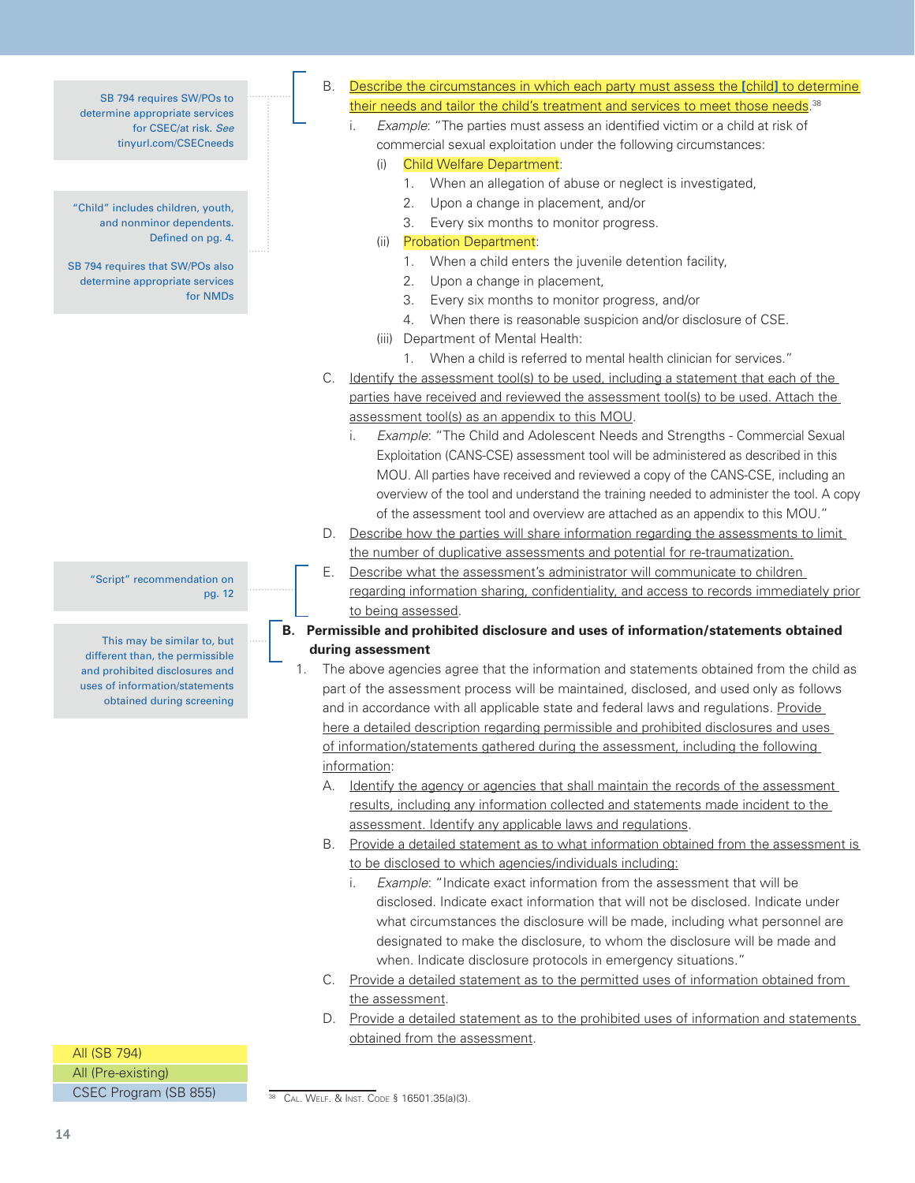B. Describe the circumstances in which each party must assess the [child] to determine their needs and tailor the child's treatment and services to meet those needs.[38]

   i. *Example*: "The parties must assess an identified victim or a child at risk of commercial sexual exploitation under the following circumstances:

      (i) Child Welfare Department:
         1. When an allegation of abuse or neglect is investigated,
         2. Upon a change in placement, and/or
         3. Every six months to monitor progress.

      (ii) Probation Department:
         1. When a child enters the juvenile detention facility,
         2. Upon a change in placement,
         3. Every six months to monitor progress, and/or
         4. When there is reasonable suspicion and/or disclosure of CSE.

      (iii) Department of Mental Health:
         1. When a child is referred to mental health clinician for services."

> SB 794 requires SW/POs to determine appropriate services for CSEC/at risk. *See* tinyurl.com/CSECneeds

> "Child" includes children, youth, and nonminor dependents. Defined on pg. 4.
>
> SB 794 requires that SW/POs also determine appropriate services for NMDs

C. Identify the assessment tool(s) to be used, including a statement that each of the parties have received and reviewed the assessment tool(s) to be used. Attach the assessment tool(s) as an appendix to this MOU.

   i. *Example*: "The Child and Adolescent Needs and Strengths - Commercial Sexual Exploitation (CANS-CSE) assessment tool will be administered as described in this MOU. All parties have received and reviewed a copy of the CANS-CSE, including an overview of the tool and understand the training needed to administer the tool. A copy of the assessment tool and overview are attached as an appendix to this MOU."

D. Describe how the parties will share information regarding the assessments to limit the number of duplicative assessments and potential for re-traumatization.

E. Describe what the assessment's administrator will communicate to children regarding information sharing, confidentiality, and access to records immediately prior to being assessed.

> "Script" recommendation on pg. 12

**B. Permissible and prohibited disclosure and uses of information/statements obtained during assessment**

> This may be similar to, but different than, the permissible and prohibited disclosures and uses of information/statements obtained during screening

1. The above agencies agree that the information and statements obtained from the child as part of the assessment process will be maintained, disclosed, and used only as follows and in accordance with all applicable state and federal laws and regulations. Provide here a detailed description regarding permissible and prohibited disclosures and uses of information/statements gathered during the assessment, including the following information:

   A. Identify the agency or agencies that shall maintain the records of the assessment results, including any information collected and statements made incident to the assessment. Identify any applicable laws and regulations.

   B. Provide a detailed statement as to what information obtained from the assessment is to be disclosed to which agencies/individuals including:

      i. *Example*: "Indicate exact information from the assessment that will be disclosed. Indicate exact information that will not be disclosed. Indicate under what circumstances the disclosure will be made, including what personnel are designated to make the disclosure, to whom the disclosure will be made and when. Indicate disclosure protocols in emergency situations."

   C. Provide a detailed statement as to the permitted uses of information obtained from the assessment.

   D. Provide a detailed statement as to the prohibited uses of information and statements obtained from the assessment.

| Legend |
|---|
| All (SB 794) |
| All (Pre-existing) |
| CSEC Program (SB 855) |

[38] Cal. Welf. & Inst. Code § 16501.35(a)(3).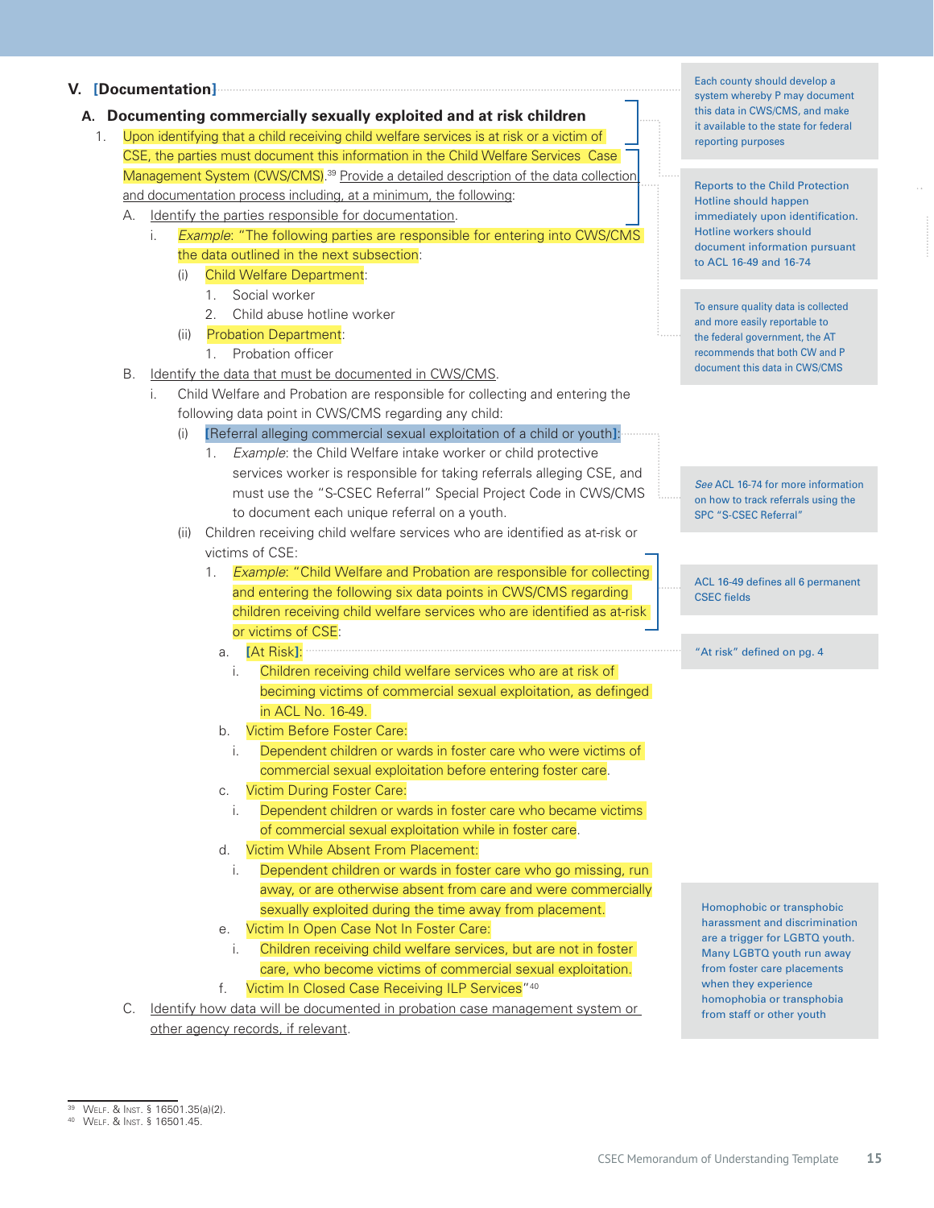## V. [Documentation]

### A. Documenting commercially sexually exploited and at risk children

1. Upon identifying that a child receiving child welfare services is at risk or a victim of CSE, the parties must document this information in the Child Welfare Services Case Management System (CWS/CMS).[39] Provide a detailed description of the data collection and documentation process including, at a minimum, the following:
   - A. Identify the parties responsible for documentation.
     - i. *Example*: "The following parties are responsible for entering into CWS/CMS the data outlined in the next subsection:
       - (i) Child Welfare Department:
         1. Social worker
         2. Child abuse hotline worker
       - (ii) Probation Department:
         1. Probation officer
   - B. Identify the data that must be documented in CWS/CMS.
     - i. Child Welfare and Probation are responsible for collecting and entering the following data point in CWS/CMS regarding any child:
       - (i) [Referral alleging commercial sexual exploitation of a child or youth]:
         1. *Example*: the Child Welfare intake worker or child protective services worker is responsible for taking referrals alleging CSE, and must use the "S-CSEC Referral" Special Project Code in CWS/CMS to document each unique referral on a youth.
       - (ii) Children receiving child welfare services who are identified as at-risk or victims of CSE:
         1. *Example*: "Child Welfare and Probation are responsible for collecting and entering the following six data points in CWS/CMS regarding children receiving child welfare services who are identified as at-risk or victims of CSE:
            - a. [At Risk]:
              - i. Children receiving child welfare services who are at risk of beciming victims of commercial sexual exploitation, as defidend in ACL No. 16-49.
            - b. Victim Before Foster Care:
              - i. Dependent children or wards in foster care who were victims of commercial sexual exploitation before entering foster care.
            - c. Victim During Foster Care:
              - i. Dependent children or wards in foster care who became victims of commercial sexual exploitation while in foster care.
            - d. Victim While Absent From Placement:
              - i. Dependent children or wards in foster care who go missing, run away, or are otherwise absent from care and were commercially sexually exploited during the time away from placement.
            - e. Victim In Open Case Not In Foster Care:
              - i. Children receiving child welfare services, but are not in foster care, who become victims of commercial sexual exploitation.
            - f. Victim In Closed Case Receiving ILP Services"[40]
   - C. Identify how data will be documented in probation case management system or other agency records, if relevant.

> Each county should develop a system whereby P may document this data in CWS/CMS, and make it available to the state for federal reporting purposes

> Reports to the Child Protection Hotline should happen immediately upon identification. Hotline workers should document information pursuant to ACL 16-49 and 16-74

> To ensure quality data is collected and more easily reportable to the federal government, the AT recommends that both CW and P document this data in CWS/CMS

> *See* ACL 16-74 for more information on how to track referrals using the SPC "S-CSEC Referral"

> ACL 16-49 defines all 6 permanent CSEC fields

> "At risk" defined on pg. 4

> Homophobic or transphobic harassment and discrimination are a trigger for LGBTQ youth. Many LGBTQ youth run away from foster care placements when they experience homophobia or transphobia from staff or other youth

---

[39] Welf. & Inst. § 16501.35(a)(2).
[40] Welf. & Inst. § 16501.45.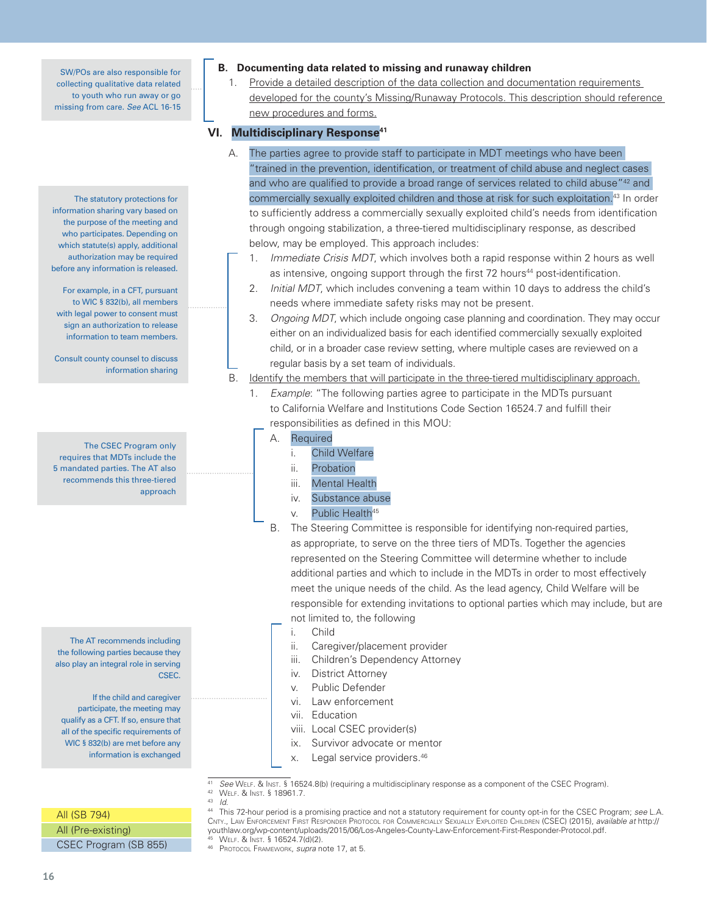SW/POs are also responsible for collecting qualitative data related to youth who run away or go missing from care. *See* ACL 16-15

**B. Documenting data related to missing and runaway children**

1. Provide a detailed description of the data collection and documentation requirements developed for the county's Missing/Runaway Protocols. This description should reference new procedures and forms.

## VI. Multidisciplinary Response[41]

The statutory protections for information sharing vary based on the purpose of the meeting and who participates. Depending on which statute(s) apply, additional authorization may be required before any information is released.

For example, in a CFT, pursuant to WIC § 832(b), all members with legal power to consent must sign an authorization to release information to team members.

Consult county counsel to discuss information sharing

A. The parties agree to provide staff to participate in MDT meetings who have been "trained in the prevention, identification, or treatment of child abuse and neglect cases and who are qualified to provide a broad range of services related to child abuse"[42] and commercially sexually exploited children and those at risk for such exploitation.[43] In order to sufficiently address a commercially sexually exploited child's needs from identification through ongoing stabilization, a three-tiered multidisciplinary response, as described below, may be employed. This approach includes:

1. *Immediate Crisis MDT*, which involves both a rapid response within 2 hours as well as intensive, ongoing support through the first 72 hours[44] post-identification.
2. *Initial MDT*, which includes convening a team within 10 days to address the child's needs where immediate safety risks may not be present.
3. *Ongoing MDT*, which include ongoing case planning and coordination. They may occur either on an individualized basis for each identified commercially sexually exploited child, or in a broader case review setting, where multiple cases are reviewed on a regular basis by a set team of individuals.

B. Identify the members that will participate in the three-tiered multidisciplinary approach.

1. *Example*: "The following parties agree to participate in the MDTs pursuant to California Welfare and Institutions Code Section 16524.7 and fulfill their responsibilities as defined in this MOU:

The CSEC Program only requires that MDTs include the 5 mandated parties. The AT also recommends this three-tiered approach

A. Required
   i. Child Welfare
   ii. Probation
   iii. Mental Health
   iv. Substance abuse
   v. Public Health[45]

B. The Steering Committee is responsible for identifying non-required parties, as appropriate, to serve on the three tiers of MDTs. Together the agencies represented on the Steering Committee will determine whether to include additional parties and which to include in the MDTs in order to most effectively meet the unique needs of the child. As the lead agency, Child Welfare will be responsible for extending invitations to optional parties which may include, but are not limited to, the following

The AT recommends including the following parties because they also play an integral role in serving CSEC.

If the child and caregiver participate, the meeting may qualify as a CFT. If so, ensure that all of the specific requirements of WIC § 832(b) are met before any information is exchanged

   i. Child
   ii. Caregiver/placement provider
   iii. Children's Dependency Attorney
   iv. District Attorney
   v. Public Defender
   vi. Law enforcement
   vii. Education
   viii. Local CSEC provider(s)
   ix. Survivor advocate or mentor
   x. Legal service providers.[46]

---

[41] *See* Welf. & Inst. § 16524.8(b) (requiring a multidisciplinary response as a component of the CSEC Program).
[42] Welf. & Inst. § 18961.7.
[43] *Id.*
[44] This 72-hour period is a promising practice and not a statutory requirement for county opt-in for the CSEC Program; *see* L.A. Cnty., Law Enforcement First Responder Protocol for Commercially Sexually Exploited Children (CSEC) (2015), *available at* http://youthlaw.org/wp-content/uploads/2015/06/Los-Angeles-County-Law-Enforcement-First-Responder-Protocol.pdf.
[45] Welf. & Inst. § 16524.7(d)(2).
[46] Protocol Framework, *supra* note 17, at 5.

All (SB 794)
All (Pre-existing)
CSEC Program (SB 855)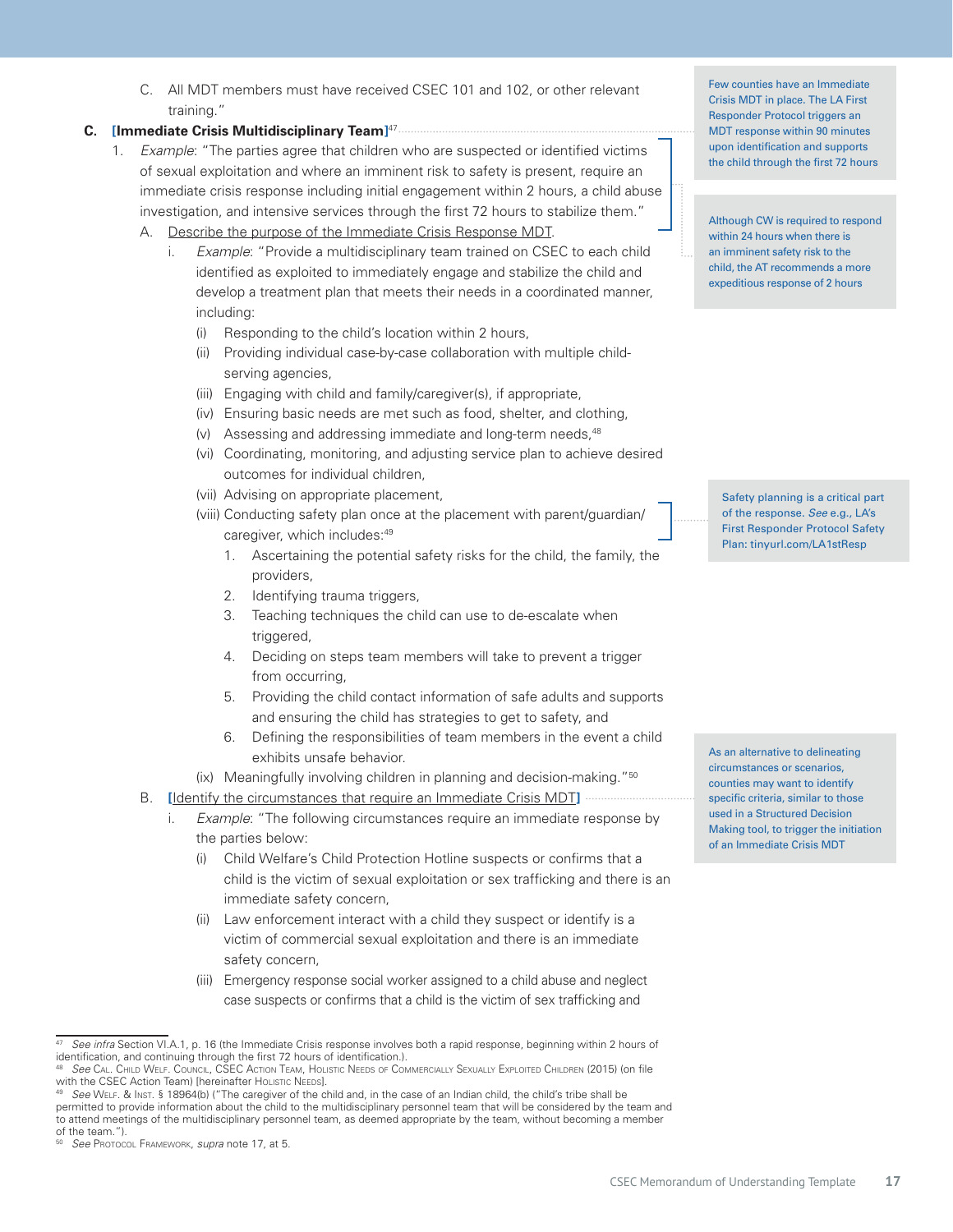C. All MDT members must have received CSEC 101 and 102, or other relevant training."

**C. [Immediate Crisis Multidisciplinary Team]**[47]

> Few counties have an Immediate Crisis MDT in place. The LA First Responder Protocol triggers an MDT response within 90 minutes upon identification and supports the child through the first 72 hours

1. *Example*: "The parties agree that children who are suspected or identified victims of sexual exploitation and where an imminent risk to safety is present, require an immediate crisis response including initial engagement within 2 hours, a child abuse investigation, and intensive services through the first 72 hours to stabilize them."

> Although CW is required to respond within 24 hours when there is an imminent safety risk to the child, the AT recommends a more expeditious response of 2 hours

   A. Describe the purpose of the Immediate Crisis Response MDT.
      i. *Example*: "Provide a multidisciplinary team trained on CSEC to each child identified as exploited to immediately engage and stabilize the child and develop a treatment plan that meets their needs in a coordinated manner, including:
         (i) Responding to the child's location within 2 hours,
         (ii) Providing individual case-by-case collaboration with multiple child-serving agencies,
         (iii) Engaging with child and family/caregiver(s), if appropriate,
         (iv) Ensuring basic needs are met such as food, shelter, and clothing,
         (v) Assessing and addressing immediate and long-term needs,[48]
         (vi) Coordinating, monitoring, and adjusting service plan to achieve desired outcomes for individual children,
         (vii) Advising on appropriate placement,
         (viii) Conducting safety plan once at the placement with parent/guardian/caregiver, which includes:[49]
            1. Ascertaining the potential safety risks for the child, the family, the providers,
            2. Identifying trauma triggers,
            3. Teaching techniques the child can use to de-escalate when triggered,
            4. Deciding on steps team members will take to prevent a trigger from occurring,
            5. Providing the child contact information of safe adults and supports and ensuring the child has strategies to get to safety, and
            6. Defining the responsibilities of team members in the event a child exhibits unsafe behavior.
         (ix) Meaningfully involving children in planning and decision-making."[50]

> Safety planning is a critical part of the response. *See* e.g., LA's First Responder Protocol Safety Plan: tinyurl.com/LA1stResp

   B. [Identify the circumstances that require an Immediate Crisis MDT]

> As an alternative to delineating circumstances or scenarios, counties may want to identify specific criteria, similar to those used in a Structured Decision Making tool, to trigger the initiation of an Immediate Crisis MDT

      i. *Example*: "The following circumstances require an immediate response by the parties below:
         (i) Child Welfare's Child Protection Hotline suspects or confirms that a child is the victim of sexual exploitation or sex trafficking and there is an immediate safety concern,
         (ii) Law enforcement interact with a child they suspect or identify is a victim of commercial sexual exploitation and there is an immediate safety concern,
         (iii) Emergency response social worker assigned to a child abuse and neglect case suspects or confirms that a child is the victim of sex trafficking and

---

[47] *See infra* Section VI.A.1, p. 16 (the Immediate Crisis response involves both a rapid response, beginning within 2 hours of identification, and continuing through the first 72 hours of identification.).

[48] *See* Cal. Child Welf. Council, CSEC Action Team, Holistic Needs of Commercially Sexually Exploited Children (2015) (on file with the CSEC Action Team) [hereinafter Holistic Needs].

[49] *See* Welf. & Inst. § 18964(b) ("The caregiver of the child and, in the case of an Indian child, the child's tribe shall be permitted to provide information about the child to the multidisciplinary personnel team that will be considered by the team and to attend meetings of the multidisciplinary personnel team, as deemed appropriate by the team, without becoming a member of the team.").

[50] *See* Protocol Framework, *supra* note 17, at 5.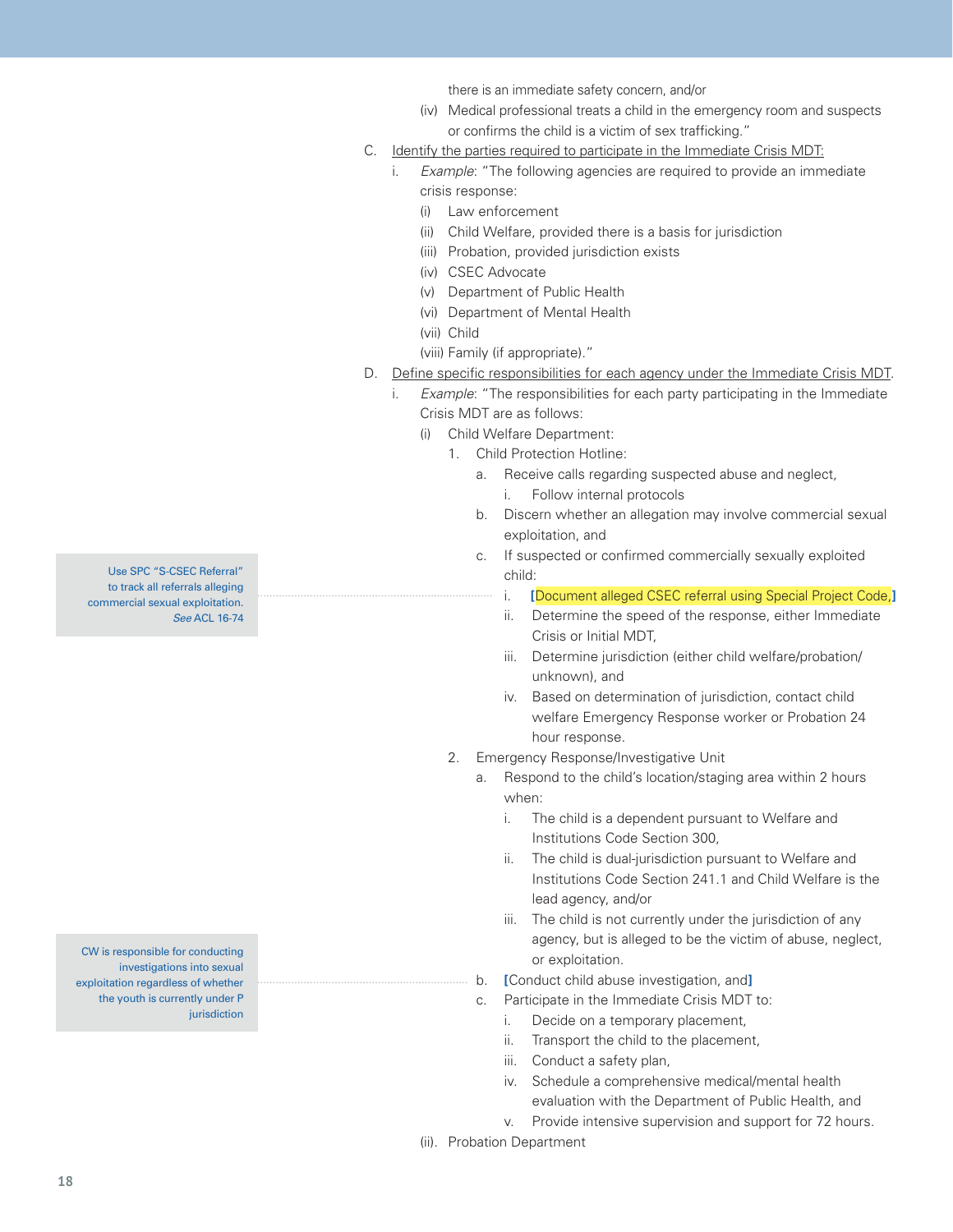there is an immediate safety concern, and/or

(iv) Medical professional treats a child in the emergency room and suspects or confirms the child is a victim of sex trafficking."

C. Identify the parties required to participate in the Immediate Crisis MDT:

  i. *Example*: "The following agencies are required to provide an immediate crisis response:

  (i) Law enforcement
  (ii) Child Welfare, provided there is a basis for jurisdiction
  (iii) Probation, provided jurisdiction exists
  (iv) CSEC Advocate
  (v) Department of Public Health
  (vi) Department of Mental Health
  (vii) Child
  (viii) Family (if appropriate)."

D. Define specific responsibilities for each agency under the Immediate Crisis MDT.

  i. *Example*: "The responsibilities for each party participating in the Immediate Crisis MDT are as follows:

  (i) Child Welfare Department:

  1. Child Protection Hotline:

    a. Receive calls regarding suspected abuse and neglect,
      i. Follow internal protocols
    b. Discern whether an allegation may involve commercial sexual exploitation, and
    c. If suspected or confirmed commercially sexually exploited child:
      i. [Document alleged CSEC referral using Special Project Code,]
      ii. Determine the speed of the response, either Immediate Crisis or Initial MDT,
      iii. Determine jurisdiction (either child welfare/probation/unknown), and
      iv. Based on determination of jurisdiction, contact child welfare Emergency Response worker or Probation 24 hour response.

  > Use SPC "S-CSEC Referral" to track all referrals alleging commercial sexual exploitation. *See* ACL 16-74

  2. Emergency Response/Investigative Unit

    a. Respond to the child's location/staging area within 2 hours when:
      i. The child is a dependent pursuant to Welfare and Institutions Code Section 300,
      ii. The child is dual-jurisdiction pursuant to Welfare and Institutions Code Section 241.1 and Child Welfare is the lead agency, and/or
      iii. The child is not currently under the jurisdiction of any agency, but is alleged to be the victim of abuse, neglect, or exploitation.
    b. [Conduct child abuse investigation, and]
    c. Participate in the Immediate Crisis MDT to:
      i. Decide on a temporary placement,
      ii. Transport the child to the placement,
      iii. Conduct a safety plan,
      iv. Schedule a comprehensive medical/mental health evaluation with the Department of Public Health, and
      v. Provide intensive supervision and support for 72 hours.

  > CW is responsible for conducting investigations into sexual exploitation regardless of whether the youth is currently under P jurisdiction

  (ii). Probation Department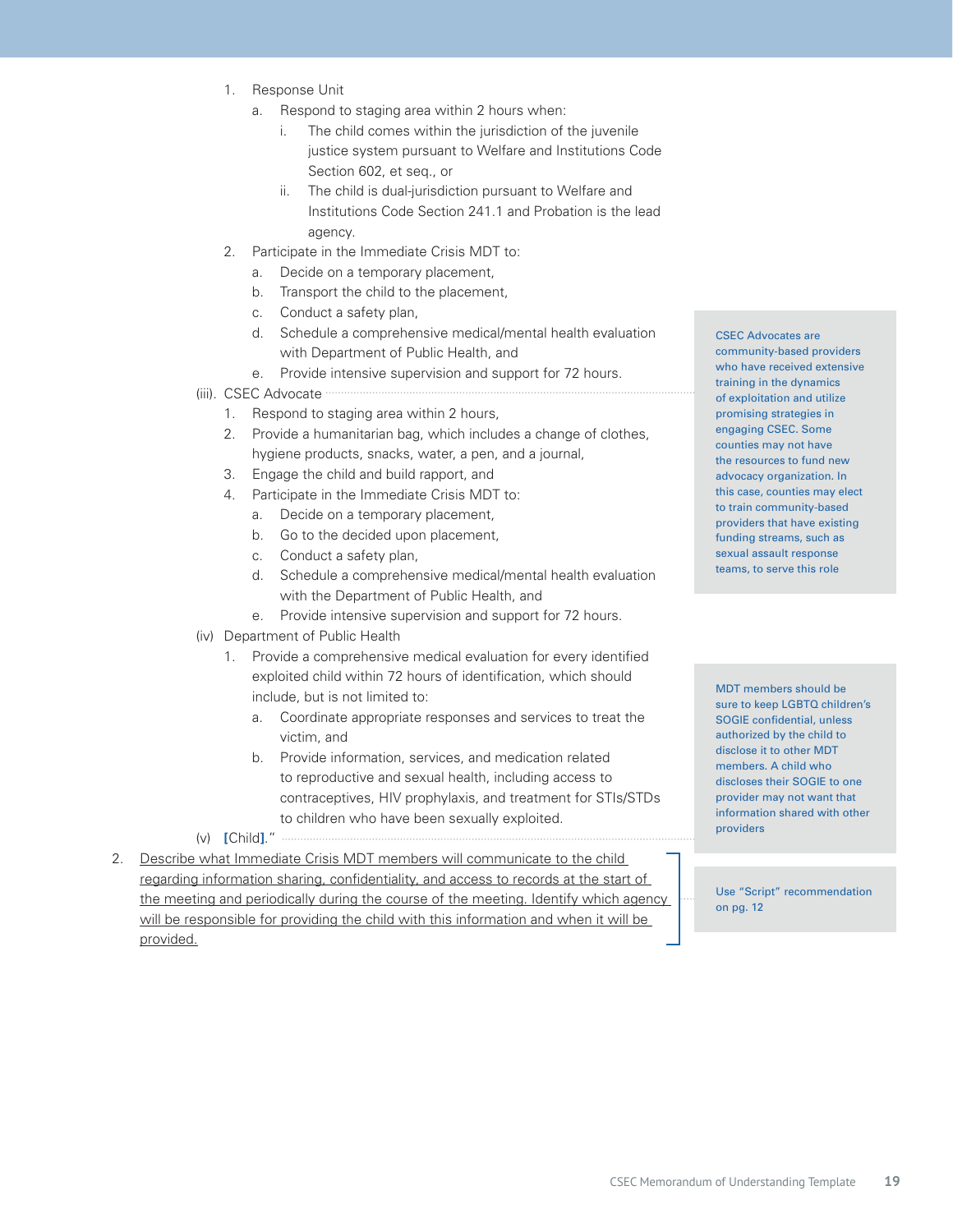1. Response Unit
    a. Respond to staging area within 2 hours when:
        i. The child comes within the jurisdiction of the juvenile justice system pursuant to Welfare and Institutions Code Section 602, et seq., or
        ii. The child is dual-jurisdiction pursuant to Welfare and Institutions Code Section 241.1 and Probation is the lead agency.
2. Participate in the Immediate Crisis MDT to:
    a. Decide on a temporary placement,
    b. Transport the child to the placement,
    c. Conduct a safety plan,
    d. Schedule a comprehensive medical/mental health evaluation with Department of Public Health, and
    e. Provide intensive supervision and support for 72 hours.

(iii). CSEC Advocate

1. Respond to staging area within 2 hours,
2. Provide a humanitarian bag, which includes a change of clothes, hygiene products, snacks, water, a pen, and a journal,
3. Engage the child and build rapport, and
4. Participate in the Immediate Crisis MDT to:
    a. Decide on a temporary placement,
    b. Go to the decided upon placement,
    c. Conduct a safety plan,
    d. Schedule a comprehensive medical/mental health evaluation with the Department of Public Health, and
    e. Provide intensive supervision and support for 72 hours.

> CSEC Advocates are community-based providers who have received extensive training in the dynamics of exploitation and utilize promising strategies in engaging CSEC. Some counties may not have the resources to fund new advocacy organization. In this case, counties may elect to train community-based providers that have existing funding streams, such as sexual assault response teams, to serve this role

(iv) Department of Public Health

1. Provide a comprehensive medical evaluation for every identified exploited child within 72 hours of identification, which should include, but is not limited to:
    a. Coordinate appropriate responses and services to treat the victim, and
    b. Provide information, services, and medication related to reproductive and sexual health, including access to contraceptives, HIV prophylaxis, and treatment for STIs/STDs to children who have been sexually exploited.

(v) [Child]."

> MDT members should be sure to keep LGBTQ children's SOGIE confidential, unless authorized by the child to disclose it to other MDT members. A child who discloses their SOGIE to one provider may not want that information shared with other providers

2. Describe what Immediate Crisis MDT members will communicate to the child regarding information sharing, confidentiality, and access to records at the start of the meeting and periodically during the course of the meeting. Identify which agency will be responsible for providing the child with this information and when it will be provided.

> Use "Script" recommendation on pg. 12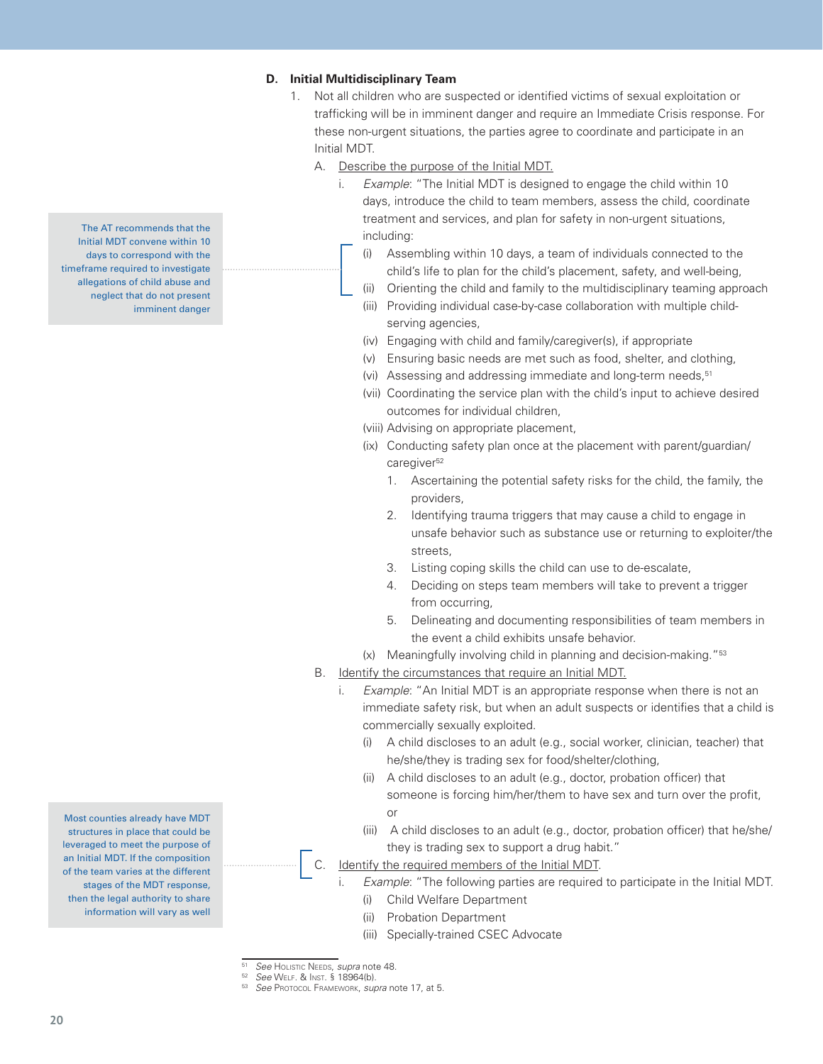### D. Initial Multidisciplinary Team

1. Not all children who are suspected or identified victims of sexual exploitation or trafficking will be in imminent danger and require an Immediate Crisis response. For these non-urgent situations, the parties agree to coordinate and participate in an Initial MDT.

   A. Describe the purpose of the Initial MDT.

      i. *Example*: "The Initial MDT is designed to engage the child within 10 days, introduce the child to team members, assess the child, coordinate treatment and services, and plan for safety in non-urgent situations, including:

         (i) Assembling within 10 days, a team of individuals connected to the child's life to plan for the child's placement, safety, and well-being,

         (ii) Orienting the child and family to the multidisciplinary teaming approach

         (iii) Providing individual case-by-case collaboration with multiple child-serving agencies,

         (iv) Engaging with child and family/caregiver(s), if appropriate

         (v) Ensuring basic needs are met such as food, shelter, and clothing,

         (vi) Assessing and addressing immediate and long-term needs,[51]

         (vii) Coordinating the service plan with the child's input to achieve desired outcomes for individual children,

         (viii) Advising on appropriate placement,

         (ix) Conducting safety plan once at the placement with parent/guardian/caregiver[52]

            1. Ascertaining the potential safety risks for the child, the family, the providers,
            2. Identifying trauma triggers that may cause a child to engage in unsafe behavior such as substance use or returning to exploiter/the streets,
            3. Listing coping skills the child can use to de-escalate,
            4. Deciding on steps team members will take to prevent a trigger from occurring,
            5. Delineating and documenting responsibilities of team members in the event a child exhibits unsafe behavior.

         (x) Meaningfully involving child in planning and decision-making."[53]

> The AT recommends that the Initial MDT convene within 10 days to correspond with the timeframe required to investigate allegations of child abuse and neglect that do not present imminent danger

   B. Identify the circumstances that require an Initial MDT.

      i. *Example*: "An Initial MDT is an appropriate response when there is not an immediate safety risk, but when an adult suspects or identifies that a child is commercially sexually exploited.

         (i) A child discloses to an adult (e.g., social worker, clinician, teacher) that he/she/they is trading sex for food/shelter/clothing,

         (ii) A child discloses to an adult (e.g., doctor, probation officer) that someone is forcing him/her/them to have sex and turn over the profit, or

         (iii) A child discloses to an adult (e.g., doctor, probation officer) that he/she/they is trading sex to support a drug habit."

   C. Identify the required members of the Initial MDT.

      i. *Example*: "The following parties are required to participate in the Initial MDT.

         (i) Child Welfare Department

         (ii) Probation Department

         (iii) Specially-trained CSEC Advocate

> Most counties already have MDT structures in place that could be leveraged to meet the purpose of an Initial MDT. If the composition of the team varies at the different stages of the MDT response, then the legal authority to share information will vary as well

---

[51] *See* Holistic Needs, *supra* note 48.

[52] *See* Welf. & Inst. § 18964(b).

[53] *See* Protocol Framework, *supra* note 17, at 5.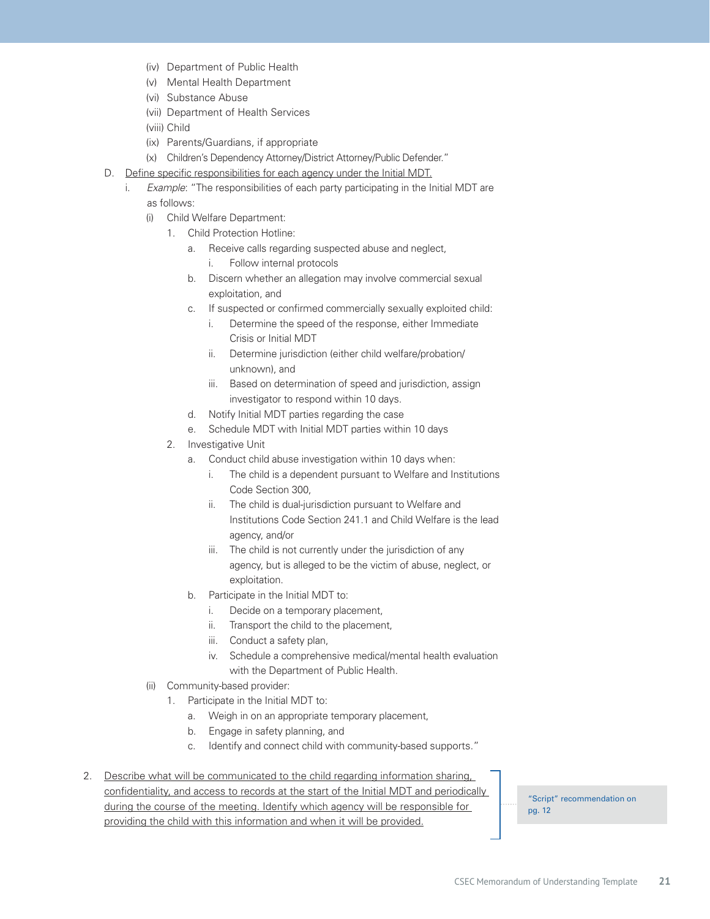(iv) Department of Public Health
(v) Mental Health Department
(vi) Substance Abuse
(vii) Department of Health Services
(viii) Child
(ix) Parents/Guardians, if appropriate
(x) Children's Dependency Attorney/District Attorney/Public Defender."

D. <u>Define specific responsibilities for each agency under the Initial MDT.</u>

   i. *Example*: "The responsibilities of each party participating in the Initial MDT are as follows:

      (i) Child Welfare Department:

         1. Child Protection Hotline:
            a. Receive calls regarding suspected abuse and neglect,
               i. Follow internal protocols
            b. Discern whether an allegation may involve commercial sexual exploitation, and
            c. If suspected or confirmed commercially sexually exploited child:
               i. Determine the speed of the response, either Immediate Crisis or Initial MDT
               ii. Determine jurisdiction (either child welfare/probation/unknown), and
               iii. Based on determination of speed and jurisdiction, assign investigator to respond within 10 days.
            d. Notify Initial MDT parties regarding the case
            e. Schedule MDT with Initial MDT parties within 10 days

         2. Investigative Unit
            a. Conduct child abuse investigation within 10 days when:
               i. The child is a dependent pursuant to Welfare and Institutions Code Section 300,
               ii. The child is dual-jurisdiction pursuant to Welfare and Institutions Code Section 241.1 and Child Welfare is the lead agency, and/or
               iii. The child is not currently under the jurisdiction of any agency, but is alleged to be the victim of abuse, neglect, or exploitation.
            b. Participate in the Initial MDT to:
               i. Decide on a temporary placement,
               ii. Transport the child to the placement,
               iii. Conduct a safety plan,
               iv. Schedule a comprehensive medical/mental health evaluation with the Department of Public Health.

      (ii) Community-based provider:

         1. Participate in the Initial MDT to:
            a. Weigh in on an appropriate temporary placement,
            b. Engage in safety planning, and
            c. Identify and connect child with community-based supports."

2. <u>Describe what will be communicated to the child regarding information sharing, confidentiality, and access to records at the start of the Initial MDT and periodically during the course of the meeting. Identify which agency will be responsible for providing the child with this information and when it will be provided.</u>

> "Script" recommendation on pg. 12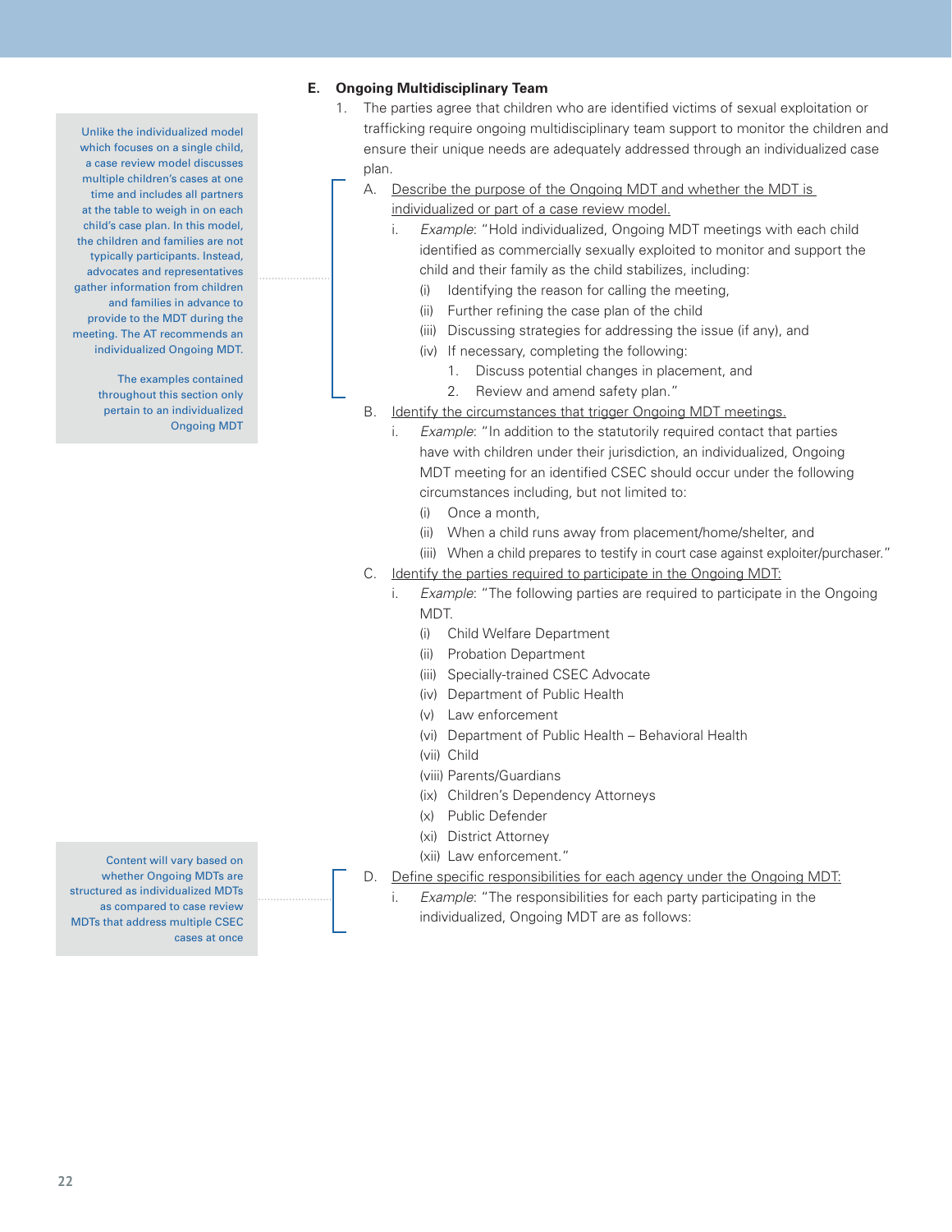### E. Ongoing Multidisciplinary Team

> Unlike the individualized model which focuses on a single child, a case review model discusses multiple children's cases at one time and includes all partners at the table to weigh in on each child's case plan. In this model, the children and families are not typically participants. Instead, advocates and representatives gather information from children and families in advance to provide to the MDT during the meeting. The AT recommends an individualized Ongoing MDT.
>
> The examples contained throughout this section only pertain to an individualized Ongoing MDT

1. The parties agree that children who are identified victims of sexual exploitation or trafficking require ongoing multidisciplinary team support to monitor the children and ensure their unique needs are adequately addressed through an individualized case plan.
   - A. Describe the purpose of the Ongoing MDT and whether the MDT is individualized or part of a case review model.
     - i. *Example*: "Hold individualized, Ongoing MDT meetings with each child identified as commercially sexually exploited to monitor and support the child and their family as the child stabilizes, including:
       - (i) Identifying the reason for calling the meeting,
       - (ii) Further refining the case plan of the child
       - (iii) Discussing strategies for addressing the issue (if any), and
       - (iv) If necessary, completing the following:
         1. Discuss potential changes in placement, and
         2. Review and amend safety plan."
   - B. Identify the circumstances that trigger Ongoing MDT meetings.
     - i. *Example*: "In addition to the statutorily required contact that parties have with children under their jurisdiction, an individualized, Ongoing MDT meeting for an identified CSEC should occur under the following circumstances including, but not limited to:
       - (i) Once a month,
       - (ii) When a child runs away from placement/home/shelter, and
       - (iii) When a child prepares to testify in court case against exploiter/purchaser."
   - C. Identify the parties required to participate in the Ongoing MDT:
     - i. *Example*: "The following parties are required to participate in the Ongoing MDT.
       - (i) Child Welfare Department
       - (ii) Probation Department
       - (iii) Specially-trained CSEC Advocate
       - (iv) Department of Public Health
       - (v) Law enforcement
       - (vi) Department of Public Health – Behavioral Health
       - (vii) Child
       - (viii) Parents/Guardians
       - (ix) Children's Dependency Attorneys
       - (x) Public Defender
       - (xi) District Attorney
       - (xii) Law enforcement."

> Content will vary based on whether Ongoing MDTs are structured as individualized MDTs as compared to case review MDTs that address multiple CSEC cases at once

   - D. Define specific responsibilities for each agency under the Ongoing MDT:
     - i. *Example*: "The responsibilities for each party participating in the individualized, Ongoing MDT are as follows: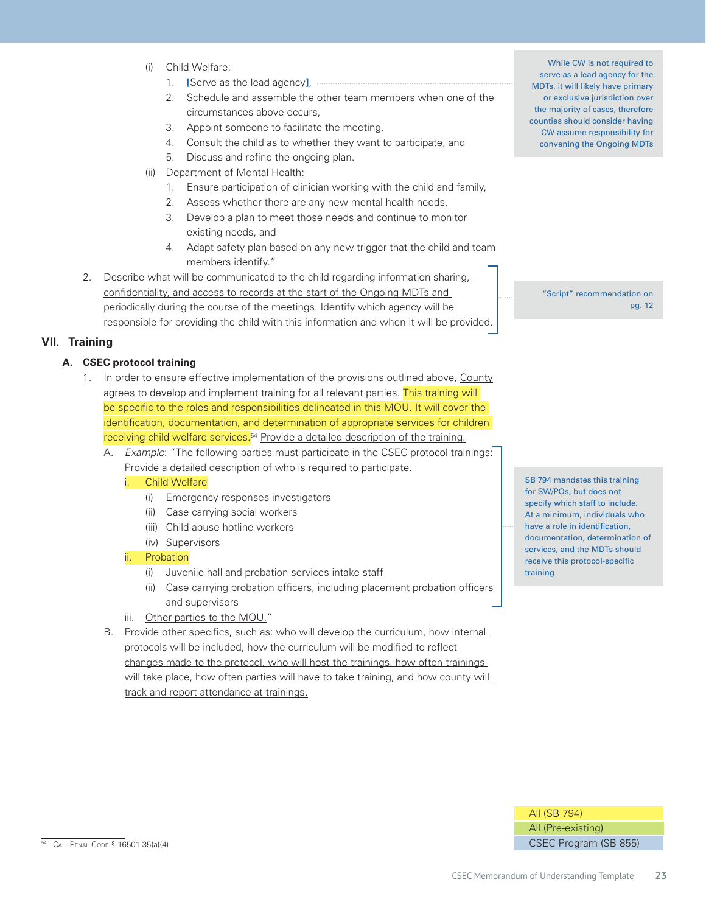(i) Child Welfare:

1. [Serve as the lead agency],
2. Schedule and assemble the other team members when one of the circumstances above occurs,
3. Appoint someone to facilitate the meeting,
4. Consult the child as to whether they want to participate, and
5. Discuss and refine the ongoing plan.

(ii) Department of Mental Health:

1. Ensure participation of clinician working with the child and family,
2. Assess whether there are any new mental health needs,
3. Develop a plan to meet those needs and continue to monitor existing needs, and
4. Adapt safety plan based on any new trigger that the child and team members identify."

> While CW is not required to serve as a lead agency for the MDTs, it will likely have primary or exclusive jurisdiction over the majority of cases, therefore counties should consider having CW assume responsibility for convening the Ongoing MDTs

2. Describe what will be communicated to the child regarding information sharing, confidentiality, and access to records at the start of the Ongoing MDTs and periodically during the course of the meetings. Identify which agency will be responsible for providing the child with this information and when it will be provided.

> "Script" recommendation on pg. 12

## VII. Training

### A. CSEC protocol training

1. In order to ensure effective implementation of the provisions outlined above, County agrees to develop and implement training for all relevant parties. This training will be specific to the roles and responsibilities delineated in this MOU. It will cover the identification, documentation, and determination of appropriate services for children receiving child welfare services.[54] Provide a detailed description of the training.

   A. *Example*: "The following parties must participate in the CSEC protocol trainings: Provide a detailed description of who is required to participate.

      i. Child Welfare
         (i) Emergency responses investigators
         (ii) Case carrying social workers
         (iii) Child abuse hotline workers
         (iv) Supervisors

      ii. Probation
         (i) Juvenile hall and probation services intake staff
         (ii) Case carrying probation officers, including placement probation officers and supervisors

      iii. Other parties to the MOU."

   B. Provide other specifics, such as: who will develop the curriculum, how internal protocols will be included, how the curriculum will be modified to reflect changes made to the protocol, who will host the trainings, how often trainings will take place, how often parties will have to take training, and how county will track and report attendance at trainings.

> SB 794 mandates this training for SW/POs, but does not specify which staff to include. At a minimum, individuals who have a role in identification, documentation, determination of services, and the MDTs should receive this protocol-specific training

| Legend |
|---|
| All (SB 794) |
| All (Pre-existing) |
| CSEC Program (SB 855) |

[54] Cal. Penal Code § 16501.35(a)(4).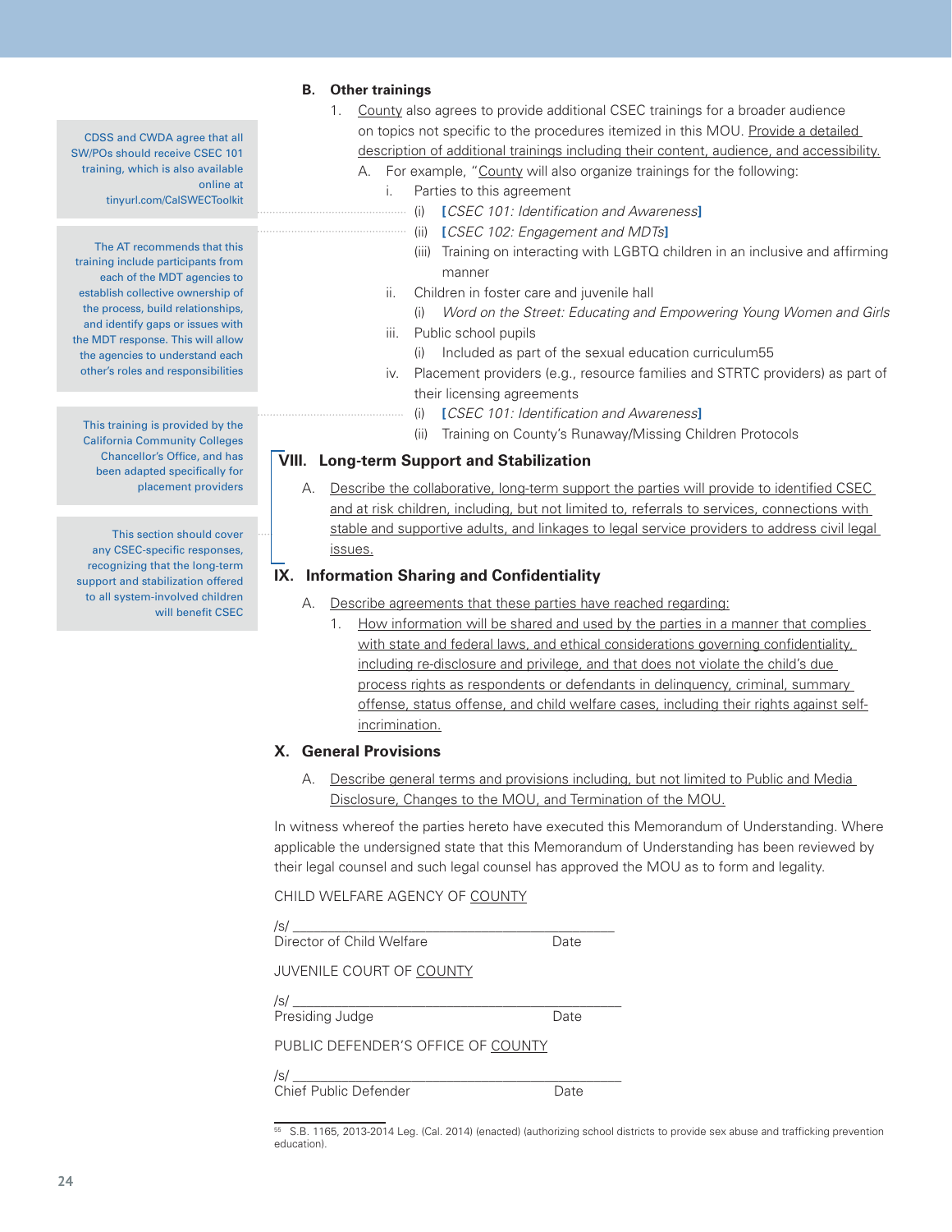**B. Other trainings**

1. County also agrees to provide additional CSEC trainings for a broader audience on topics not specific to the procedures itemized in this MOU. Provide a detailed description of additional trainings including their content, audience, and accessibility.

   A. For example, "County will also organize trainings for the following:

      i. Parties to this agreement

         (i) [*CSEC 101: Identification and Awareness*]

         (ii) [*CSEC 102: Engagement and MDTs*]

         (iii) Training on interacting with LGBTQ children in an inclusive and affirming manner

      ii. Children in foster care and juvenile hall

         (i) *Word on the Street: Educating and Empowering Young Women and Girls*

      iii. Public school pupils

         (i) Included as part of the sexual education curriculum[55]

      iv. Placement providers (e.g., resource families and STRTC providers) as part of their licensing agreements

         (i) [*CSEC 101: Identification and Awareness*]

         (ii) Training on County's Runaway/Missing Children Protocols

> CDSS and CWDA agree that all SW/POs should receive CSEC 101 training, which is also available online at tinyurl.com/CalSWECToolkit

> The AT recommends that this training include participants from each of the MDT agencies to establish collective ownership of the process, build relationships, and identify gaps or issues with the MDT response. This will allow the agencies to understand each other's roles and responsibilities

> This training is provided by the California Community Colleges Chancellor's Office, and has been adapted specifically for placement providers

## VIII. Long-term Support and Stabilization

A. Describe the collaborative, long-term support the parties will provide to identified CSEC and at risk children, including, but not limited to, referrals to services, connections with stable and supportive adults, and linkages to legal service providers to address civil legal issues.

> This section should cover any CSEC-specific responses, recognizing that the long-term support and stabilization offered to all system-involved children will benefit CSEC

## IX. Information Sharing and Confidentiality

A. Describe agreements that these parties have reached regarding:

   1. How information will be shared and used by the parties in a manner that complies with state and federal laws, and ethical considerations governing confidentiality, including re-disclosure and privilege, and that does not violate the child's due process rights as respondents or defendants in delinquency, criminal, summary offense, status offense, and child welfare cases, including their rights against self-incrimination.

## X. General Provisions

A. Describe general terms and provisions including, but not limited to Public and Media Disclosure, Changes to the MOU, and Termination of the MOU.

In witness whereof the parties hereto have executed this Memorandum of Understanding. Where applicable the undersigned state that this Memorandum of Understanding has been reviewed by their legal counsel and such legal counsel has approved the MOU as to form and legality.

CHILD WELFARE AGENCY OF COUNTY

/s/ ____________________________________________
Director of Child Welfare Date

JUVENILE COURT OF COUNTY

/s/ ____________________________________________
Presiding Judge Date

PUBLIC DEFENDER'S OFFICE OF COUNTY

/s/ ____________________________________________
Chief Public Defender Date

[55] S.B. 1165, 2013-2014 Leg. (Cal. 2014) (enacted) (authorizing school districts to provide sex abuse and trafficking prevention education).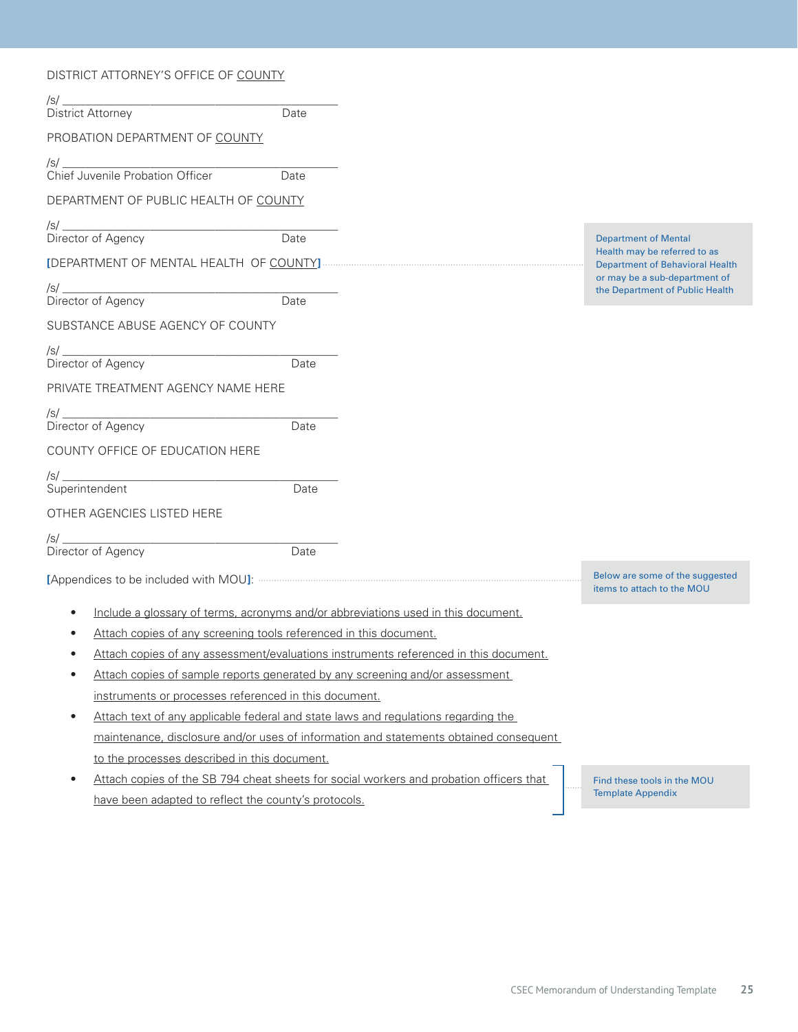DISTRICT ATTORNEY'S OFFICE OF COUNTY

/s/ ____________________________________________
District Attorney Date

PROBATION DEPARTMENT OF COUNTY

/s/ ____________________________________________
Chief Juvenile Probation Officer Date

DEPARTMENT OF PUBLIC HEALTH OF COUNTY

/s/ ____________________________________________
Director of Agency Date

[DEPARTMENT OF MENTAL HEALTH OF COUNTY]

> Department of Mental Health may be referred to as Department of Behavioral Health or may be a sub-department of the Department of Public Health

/s/ ____________________________________________
Director of Agency Date

SUBSTANCE ABUSE AGENCY OF COUNTY

/s/ ____________________________________________
Director of Agency Date

PRIVATE TREATMENT AGENCY NAME HERE

/s/ ____________________________________________
Director of Agency Date

COUNTY OFFICE OF EDUCATION HERE

/s/ ____________________________________________
Superintendent Date

OTHER AGENCIES LISTED HERE

/s/ ____________________________________________
Director of Agency Date

[Appendices to be included with MOU]:

> Below are some of the suggested items to attach to the MOU

- Include a glossary of terms, acronyms and/or abbreviations used in this document.
- Attach copies of any screening tools referenced in this document.
- Attach copies of any assessment/evaluations instruments referenced in this document.
- Attach copies of sample reports generated by any screening and/or assessment instruments or processes referenced in this document.
- Attach text of any applicable federal and state laws and regulations regarding the maintenance, disclosure and/or uses of information and statements obtained consequent to the processes described in this document.
- Attach copies of the SB 794 cheat sheets for social workers and probation officers that have been adapted to reflect the county's protocols.

> Find these tools in the MOU Template Appendix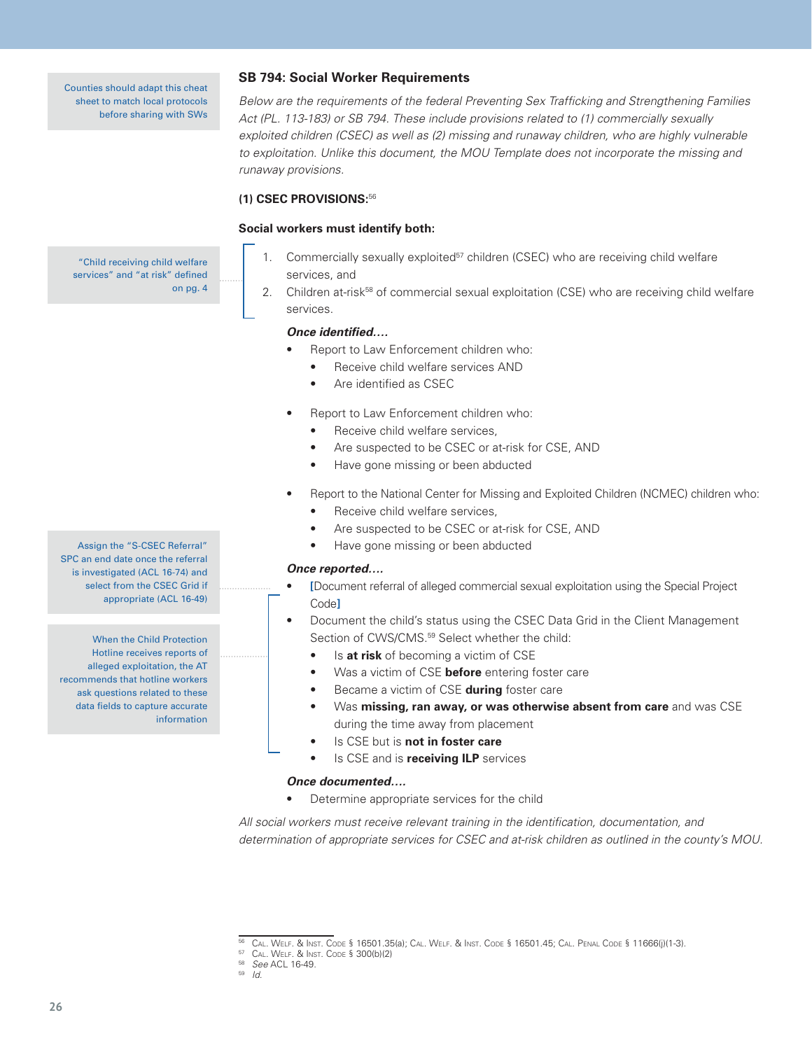Counies should adapt this cheat sheet to match local protocols before sharing with SWs

## SB 794: Social Worker Requirements

*Below are the requirements of the federal Preventing Sex Trafficking and Strengthening Families Act (PL. 113-183) or SB 794. These include provisions related to (1) commercially sexually exploited children (CSEC) as well as (2) missing and runaway children, who are highly vulnerable to exploitation. Unlike this document, the MOU Template does not incorporate the missing and runaway provisions.*

**(1) CSEC PROVISIONS:**[56]

**Social workers must identify both:**

"Child receiving child welfare services" and "at risk" defined on pg. 4

1. Commercially sexually exploited[57] children (CSEC) who are receiving child welfare services, and
2. Children at-risk[58] of commercial sexual exploitation (CSE) who are receiving child welfare services.

***Once identified….***

- Report to Law Enforcement children who:
  - Receive child welfare services AND
  - Are identified as CSEC
- Report to Law Enforcement children who:
  - Receive child welfare services,
  - Are suspected to be CSEC or at-risk for CSE, AND
  - Have gone missing or been abducted
- Report to the National Center for Missing and Exploited Children (NCMEC) children who:
  - Receive child welfare services,
  - Are suspected to be CSEC or at-risk for CSE, AND
  - Have gone missing or been abducted

***Once reported….***

Assign the "S-CSEC Referral" SPC an end date once the referral is investigated (ACL 16-74) and select from the CSEC Grid if appropriate (ACL 16-49)

When the Child Protection Hotline receives reports of alleged exploitation, the AT recommends that hotline workers ask questions related to these data fields to capture accurate information

- [Document referral of alleged commercial sexual exploitation using the Special Project Code]
- Document the child's status using the CSEC Data Grid in the Client Management Section of CWS/CMS.[59] Select whether the child:
  - Is **at risk** of becoming a victim of CSE
  - Was a victim of CSE **before** entering foster care
  - Became a victim of CSE **during** foster care
  - Was **missing, ran away, or was otherwise absent from care** and was CSE during the time away from placement
  - Is CSE but is **not in foster care**
  - Is CSE and is **receiving ILP** services

***Once documented….***

- Determine appropriate services for the child

*All social workers must receive relevant training in the identification, documentation, and determination of appropriate services for CSEC and at-risk children as outlined in the county's MOU.*

---

[56] Cal. Welf. & Inst. Code § 16501.35(a); Cal. Welf. & Inst. Code § 16501.45; Cal. Penal Code § 11666(j)(1-3).
[57] Cal. Welf. & Inst. Code § 300(b)(2)
[58] *See* ACL 16-49.
[59] *Id.*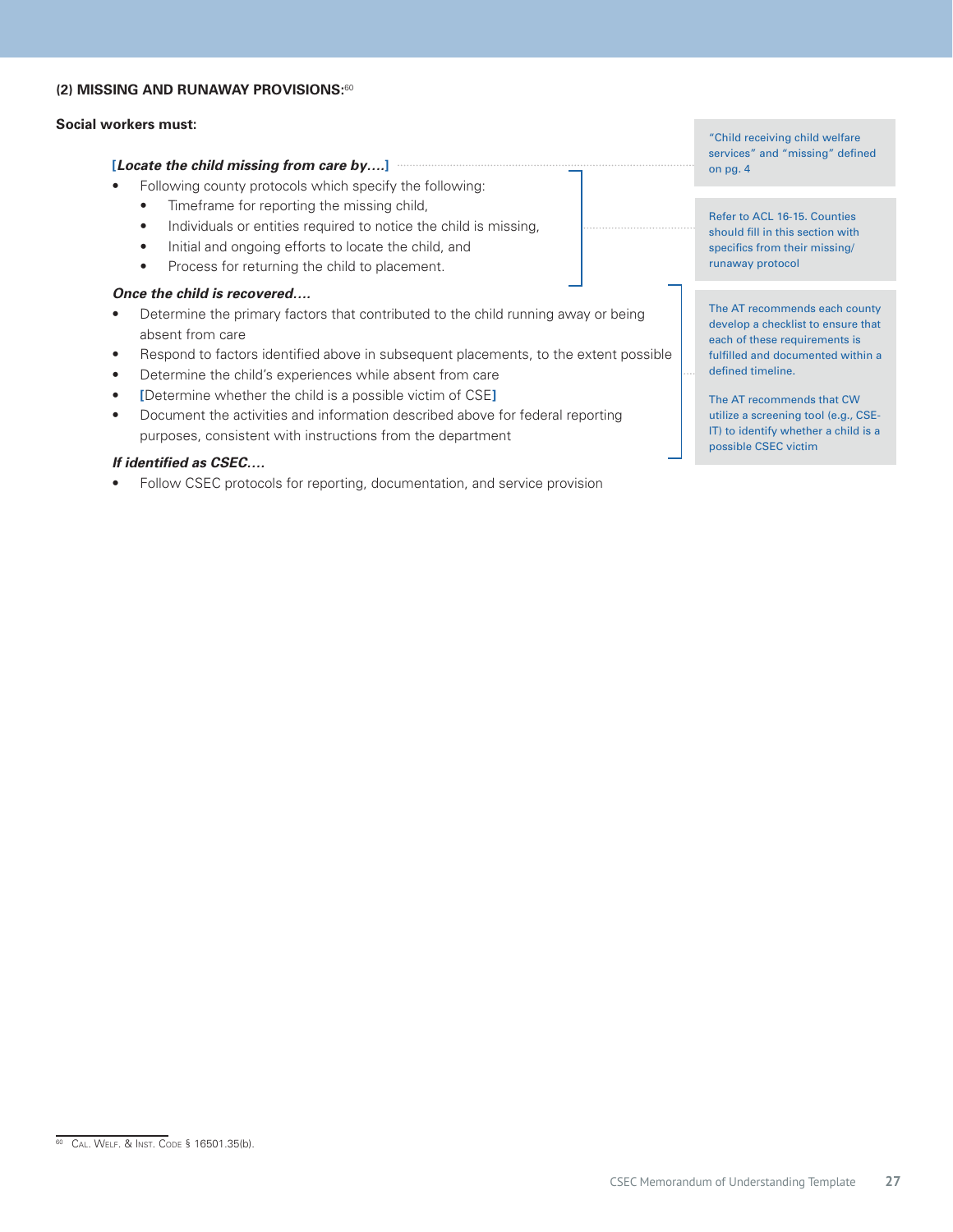**(2) MISSING AND RUNAWAY PROVISIONS:**[60]

**Social workers must:**

**[*Locate the child missing from care by….*]**

- Following county protocols which specify the following:
  - Timeframe for reporting the missing child,
  - Individuals or entities required to notice the child is missing,
  - Initial and ongoing efforts to locate the child, and
  - Process for returning the child to placement.

***Once the child is recovered….***

- Determine the primary factors that contributed to the child running away or being absent from care
- Respond to factors identified above in subsequent placements, to the extent possible
- Determine the child's experiences while absent from care
- [Determine whether the child is a possible victim of CSE]
- Document the activities and information described above for federal reporting purposes, consistent with instructions from the department

***If identified as CSEC….***

- Follow CSEC protocols for reporting, documentation, and service provision

"Child receiving child welfare services" and "missing" defined on pg. 4

Refer to ACL 16-15. Counties should fill in this section with specifics from their missing/runaway protocol

The AT recommends each county develop a checklist to ensure that each of these requirements is fulfilled and documented within a defined timeline.

The AT recommends that CW utilize a screening tool (e.g., CSE-IT) to identify whether a child is a possible CSEC victim

[60] Cal. Welf. & Inst. Code § 16501.35(b).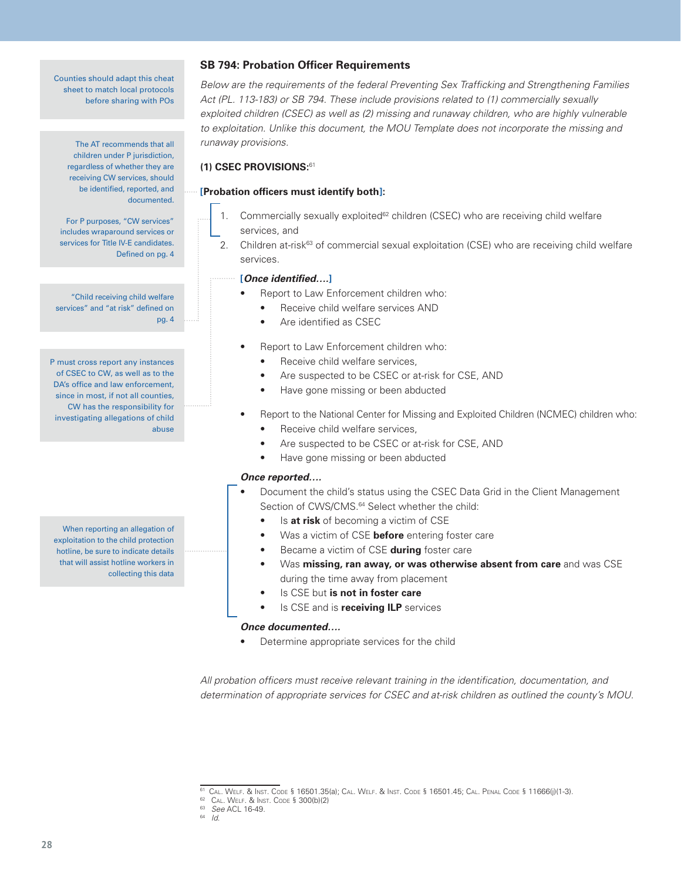Counties should adapt this cheat sheet to match local protocols before sharing with POs

The AT recommends that all children under P jurisdiction, regardless of whether they are receiving CW services, should be identified, reported, and documented.

For P purposes, "CW services" includes wraparound services or services for Title IV-E candidates. Defined on pg. 4

"Child receiving child welfare services" and "at risk" defined on pg. 4

P must cross report any instances of CSEC to CW, as well as to the DA's office and law enforcement, since in most, if not all counties, CW has the responsibility for investigating allegations of child abuse

When reporting an allegation of exploitation to the child protection hotline, be sure to indicate details that will assist hotline workers in collecting this data

## SB 794: Probation Officer Requirements

*Below are the requirements of the federal Preventing Sex Trafficking and Strengthening Families Act (PL. 113-183) or SB 794. These include provisions related to (1) commercially sexually exploited children (CSEC) as well as (2) missing and runaway children, who are highly vulnerable to exploitation. Unlike this document, the MOU Template does not incorporate the missing and runaway provisions.*

### (1) CSEC PROVISIONS:[61]

**[Probation officers must identify both]:**

1. Commercially sexually exploited[62] children (CSEC) who are receiving child welfare services, and
2. Children at-risk[63] of commercial sexual exploitation (CSE) who are receiving child welfare services.

***[Once identified….]***

- Report to Law Enforcement children who:
  - Receive child welfare services AND
  - Are identified as CSEC
- Report to Law Enforcement children who:
  - Receive child welfare services,
  - Are suspected to be CSEC or at-risk for CSE, AND
  - Have gone missing or been abducted
- Report to the National Center for Missing and Exploited Children (NCMEC) children who:
  - Receive child welfare services,
  - Are suspected to be CSEC or at-risk for CSE, AND
  - Have gone missing or been abducted

***Once reported….***

- Document the child's status using the CSEC Data Grid in the Client Management Section of CWS/CMS.[64] Select whether the child:
  - Is **at risk** of becoming a victim of CSE
  - Was a victim of CSE **before** entering foster care
  - Became a victim of CSE **during** foster care
  - Was **missing, ran away, or was otherwise absent from care** and was CSE during the time away from placement
  - Is CSE but **is not in foster care**
  - Is CSE and is **receiving ILP** services

***Once documented….***

- Determine appropriate services for the child

*All probation officers must receive relevant training in the identification, documentation, and determination of appropriate services for CSEC and at-risk children as outlined the county's MOU.*

---

[61] Cal. Welf. & Inst. Code § 16501.35(a); Cal. Welf. & Inst. Code § 16501.45; Cal. Penal Code § 11666(j)(1-3).
[62] Cal. Welf. & Inst. Code § 300(b)(2)
[63] *See* ACL 16-49.
[64] *Id.*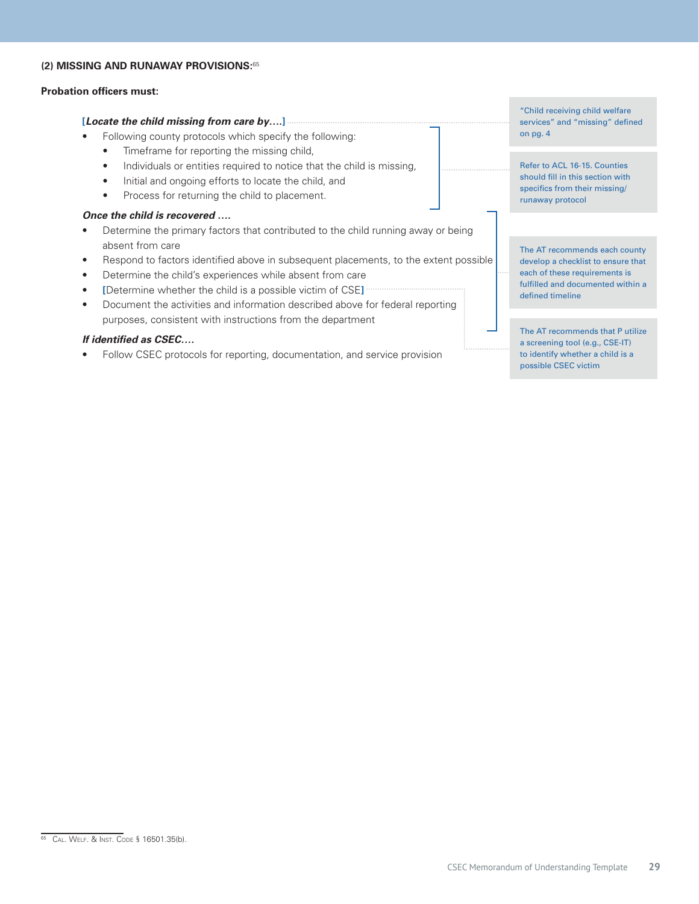**(2) MISSING AND RUNAWAY PROVISIONS:**[65]

**Probation officers must:**

[***Locate the child missing from care by….***]

- Following county protocols which specify the following:
  - Timeframe for reporting the missing child,
  - Individuals or entities required to notice that the child is missing,
  - Initial and ongoing efforts to locate the child, and
  - Process for returning the child to placement.

***Once the child is recovered ….***

- Determine the primary factors that contributed to the child running away or being absent from care
- Respond to factors identified above in subsequent placements, to the extent possible
- Determine the child's experiences while absent from care
- [Determine whether the child is a possible victim of CSE]
- Document the activities and information described above for federal reporting purposes, consistent with instructions from the department

***If identified as CSEC….***

- Follow CSEC protocols for reporting, documentation, and service provision

"Child receiving child welfare services" and "missing" defined on pg. 4

Refer to ACL 16-15. Counties should fill in this section with specifics from their missing/runaway protocol

The AT recommends each county develop a checklist to ensure that each of these requirements is fulfilled and documented within a defined timeline

The AT recommends that P utilize a screening tool (e.g., CSE-IT) to identify whether a child is a possible CSEC victim

[65] Cal. Welf. & Inst. Code § 16501.35(b).